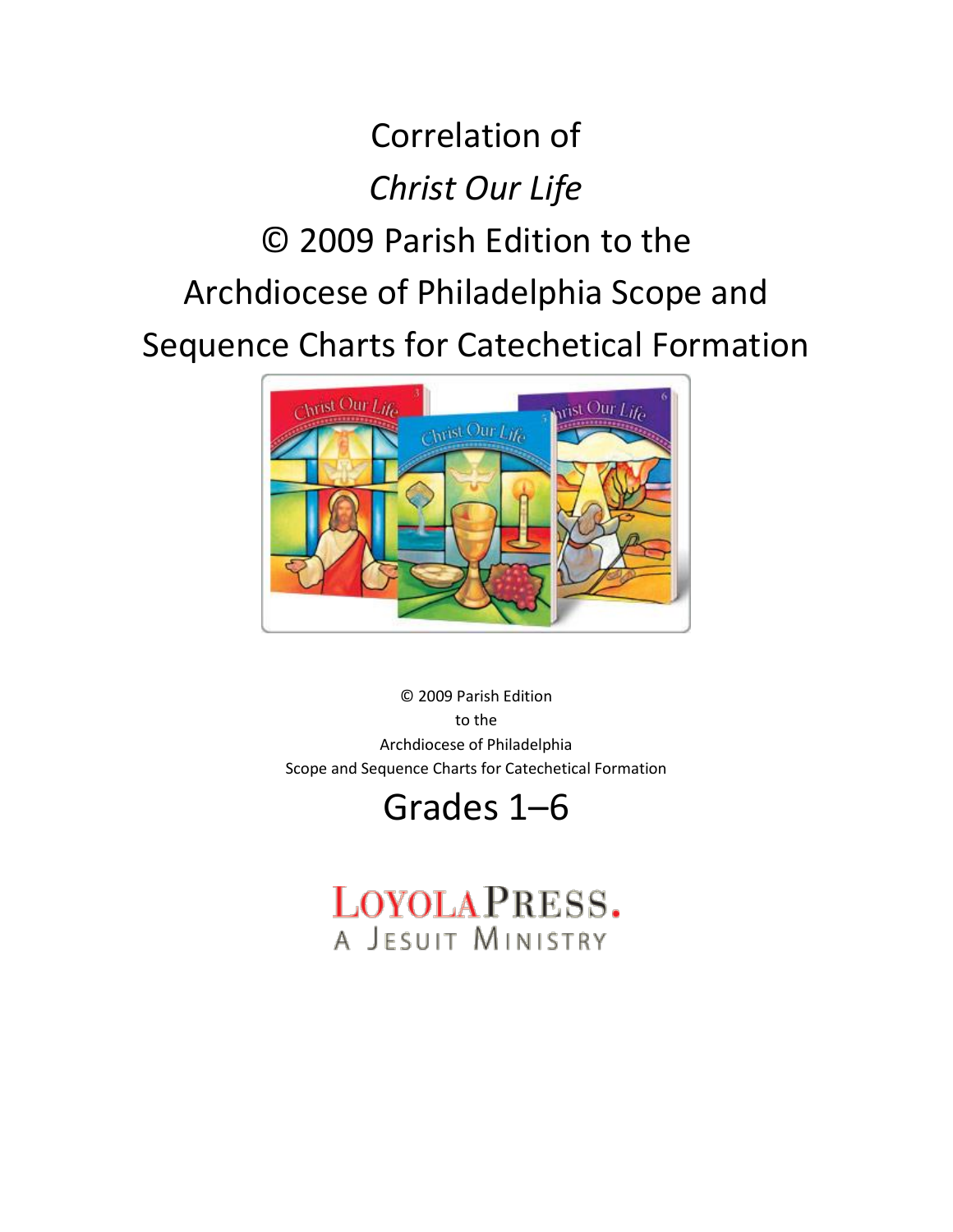# Correlation of *Christ Our Life* © 2009 Parish Edition to the Archdiocese of Philadelphia Scope and Sequence Charts for Catechetical Formation

© 2009 Parish Edition
to the
Archdiocese of Philadelphia
Scope and Sequence Charts for Catechetical Formation

## Grades 1–6

LOYOLA PRESS.
A JESUIT MINISTRY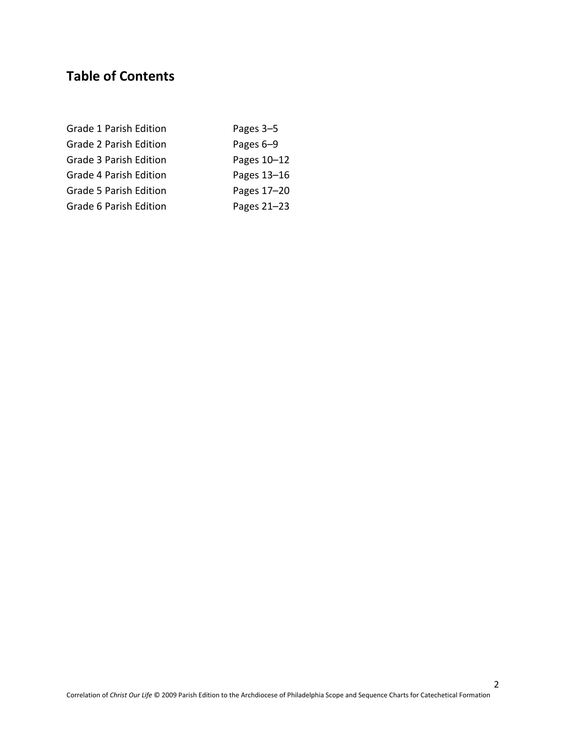## Table of Contents

| | |
|---|---|
| Grade 1 Parish Edition | Pages 3–5 |
| Grade 2 Parish Edition | Pages 6–9 |
| Grade 3 Parish Edition | Pages 10–12 |
| Grade 4 Parish Edition | Pages 13–16 |
| Grade 5 Parish Edition | Pages 17–20 |
| Grade 6 Parish Edition | Pages 21–23 |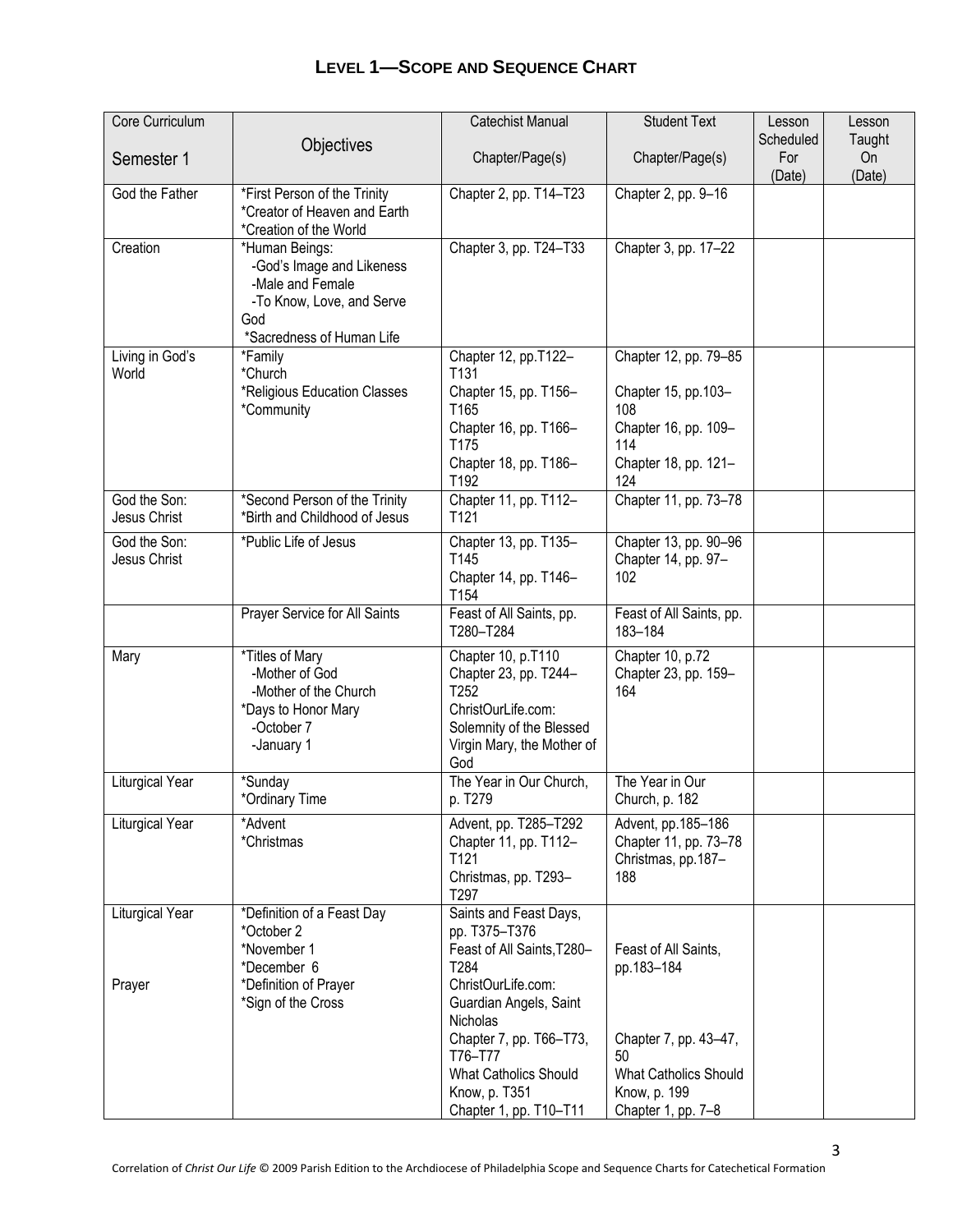## LEVEL 1—SCOPE AND SEQUENCE CHART

| Core Curriculum<br><br>Semester 1 | Objectives | Catechist Manual<br><br>Chapter/Page(s) | Student Text<br><br>Chapter/Page(s) | Lesson Scheduled For (Date) | Lesson Taught On (Date) |
|---|---|---|---|---|---|
| God the Father | *First Person of the Trinity<br>*Creator of Heaven and Earth<br>*Creation of the World | Chapter 2, pp. T14–T23 | Chapter 2, pp. 9–16 | | |
| Creation | *Human Beings:<br>-God's Image and Likeness<br>-Male and Female<br>-To Know, Love, and Serve God<br>*Sacredness of Human Life | Chapter 3, pp. T24–T33 | Chapter 3, pp. 17–22 | | |
| Living in God's World | *Family<br>*Church<br>*Religious Education Classes<br>*Community | Chapter 12, pp.T122–T131<br>Chapter 15, pp. T156–T165<br>Chapter 16, pp. T166–T175<br>Chapter 18, pp. T186–T192 | Chapter 12, pp. 79–85<br><br>Chapter 15, pp.103–108<br>Chapter 16, pp. 109–114<br>Chapter 18, pp. 121–124 | | |
| God the Son: Jesus Christ | *Second Person of the Trinity<br>*Birth and Childhood of Jesus | Chapter 11, pp. T112–T121 | Chapter 11, pp. 73–78 | | |
| God the Son: Jesus Christ | *Public Life of Jesus | Chapter 13, pp. T135–T145<br>Chapter 14, pp. T146–T154 | Chapter 13, pp. 90–96<br>Chapter 14, pp. 97–102 | | |
| | Prayer Service for All Saints | Feast of All Saints, pp. T280–T284 | Feast of All Saints, pp. 183–184 | | |
| Mary | *Titles of Mary<br>-Mother of God<br>-Mother of the Church<br>*Days to Honor Mary<br>-October 7<br>-January 1 | Chapter 10, p.T110<br>Chapter 23, pp. T244–T252<br>ChristOurLife.com: Solemnity of the Blessed Virgin Mary, the Mother of God | Chapter 10, p.72<br>Chapter 23, pp. 159–164 | | |
| Liturgical Year | *Sunday<br>*Ordinary Time | The Year in Our Church, p. T279 | The Year in Our Church, p. 182 | | |
| Liturgical Year | *Advent<br>*Christmas | Advent, pp. T285–T292<br>Chapter 11, pp. T112–T121<br>Christmas, pp. T293–T297 | Advent, pp.185–186<br>Chapter 11, pp. 73–78<br>Christmas, pp.187–188 | | |
| Liturgical Year<br><br><br><br>Prayer | *Definition of a Feast Day<br>*October 2<br>*November 1<br>*December 6<br>*Definition of Prayer<br>*Sign of the Cross | Saints and Feast Days, pp. T375–T376<br>Feast of All Saints,T280–T284<br>ChristOurLife.com: Guardian Angels, Saint Nicholas<br>Chapter 7, pp. T66–T73, T76–T77<br>What Catholics Should Know, p. T351<br>Chapter 1, pp. T10–T11 | <br><br>Feast of All Saints, pp.183–184<br><br><br>Chapter 7, pp. 43–47, 50<br>What Catholics Should Know, p. 199<br>Chapter 1, pp. 7–8 | | |

Correlation of *Christ Our Life* © 2009 Parish Edition to the Archdiocese of Philadelphia Scope and Sequence Charts for Catechetical Formation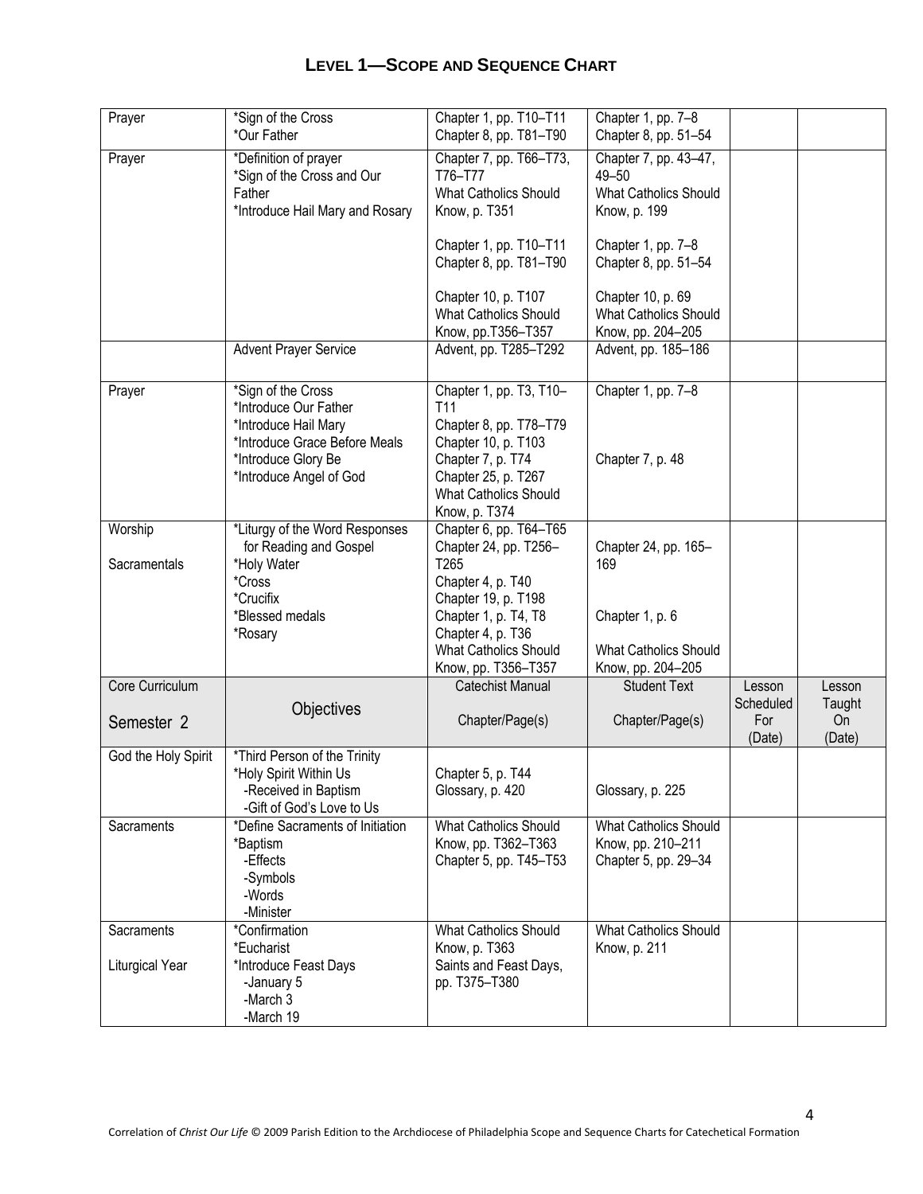## LEVEL 1—SCOPE AND SEQUENCE CHART

| | | | | | |
|---|---|---|---|---|---|
| Prayer | *Sign of the Cross<br>*Our Father | Chapter 1, pp. T10–T11<br>Chapter 8, pp. T81–T90 | Chapter 1, pp. 7–8<br>Chapter 8, pp. 51–54 | | |
| Prayer | *Definition of prayer<br>*Sign of the Cross and Our Father<br>*Introduce Hail Mary and Rosary | Chapter 7, pp. T66–T73, T76–T77<br>What Catholics Should Know, p. T351<br><br>Chapter 1, pp. T10–T11<br>Chapter 8, pp. T81–T90<br><br>Chapter 10, p. T107<br>What Catholics Should Know, pp.T356–T357 | Chapter 7, pp. 43–47, 49–50<br>What Catholics Should Know, p. 199<br><br>Chapter 1, pp. 7–8<br>Chapter 8, pp. 51–54<br><br>Chapter 10, p. 69<br>What Catholics Should Know, pp. 204–205 | | |
| | Advent Prayer Service | Advent, pp. T285–T292 | Advent, pp. 185–186 | | |
| Prayer | *Sign of the Cross<br>*Introduce Our Father<br>*Introduce Hail Mary<br>*Introduce Grace Before Meals<br>*Introduce Glory Be<br>*Introduce Angel of God | Chapter 1, pp. T3, T10–T11<br>Chapter 8, pp. T78–T79<br>Chapter 10, p. T103<br>Chapter 7, p. T74<br>Chapter 25, p. T267<br>What Catholics Should Know, p. T374 | Chapter 1, pp. 7–8<br><br><br>Chapter 7, p. 48 | | |
| Worship<br><br>Sacramentals | *Liturgy of the Word Responses for Reading and Gospel<br>*Holy Water<br>*Cross<br>*Crucifix<br>*Blessed medals<br>*Rosary | Chapter 6, pp. T64–T65<br>Chapter 24, pp. T256–T265<br>Chapter 4, p. T40<br>Chapter 19, p. T198<br>Chapter 1, p. T4, T8<br>Chapter 4, p. T36<br>What Catholics Should Know, pp. T356–T357 | <br>Chapter 24, pp. 165–169<br><br><br>Chapter 1, p. 6<br><br>What Catholics Should Know, pp. 204–205 | | |
| **Core Curriculum**<br><br>**Semester 2** | **Objectives** | **Catechist Manual**<br><br>**Chapter/Page(s)** | **Student Text**<br><br>**Chapter/Page(s)** | **Lesson Scheduled For (Date)** | **Lesson Taught On (Date)** |
| God the Holy Spirit | *Third Person of the Trinity<br>*Holy Spirit Within Us<br>-Received in Baptism<br>-Gift of God's Love to Us | <br>Chapter 5, p. T44<br>Glossary, p. 420 | <br><br>Glossary, p. 225 | | |
| Sacraments | *Define Sacraments of Initiation<br>*Baptism<br>-Effects<br>-Symbols<br>-Words<br>-Minister | What Catholics Should Know, pp. T362–T363<br>Chapter 5, pp. T45–T53 | What Catholics Should Know, pp. 210–211<br>Chapter 5, pp. 29–34 | | |
| Sacraments<br><br>Liturgical Year | *Confirmation<br>*Eucharist<br>*Introduce Feast Days<br>-January 5<br>-March 3<br>-March 19 | What Catholics Should Know, p. T363<br>Saints and Feast Days, pp. T375–T380 | What Catholics Should Know, p. 211 | | |

Correlation of *Christ Our Life* © 2009 Parish Edition to the Archdiocese of Philadelphia Scope and Sequence Charts for Catechetical Formation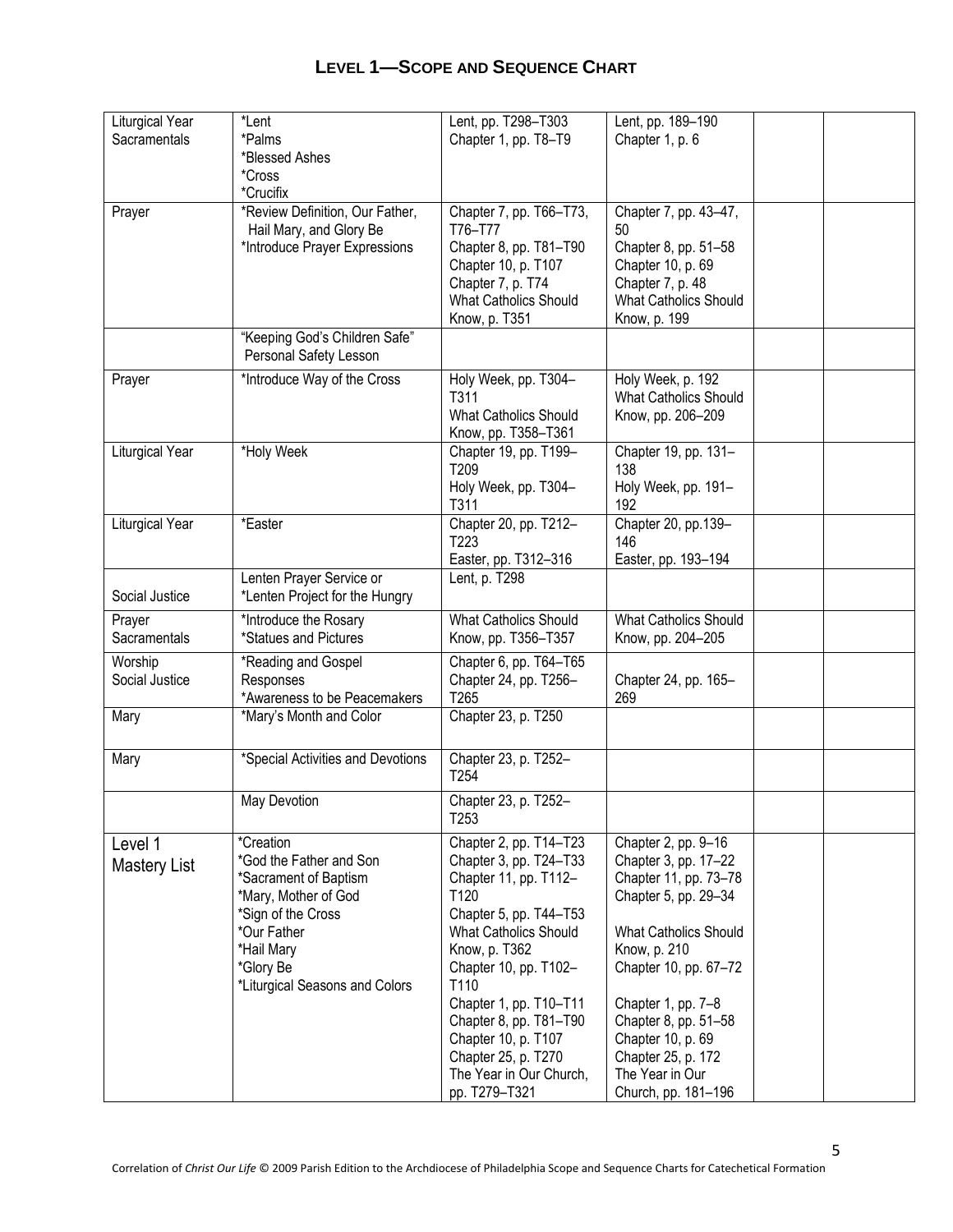# LEVEL 1—SCOPE AND SEQUENCE CHART

| | | | | | |
|---|---|---|---|---|---|
| Liturgical Year<br>Sacramentals | *Lent<br>*Palms<br>*Blessed Ashes<br>*Cross<br>*Crucifix | Lent, pp. T298–T303<br>Chapter 1, pp. T8–T9 | Lent, pp. 189–190<br>Chapter 1, p. 6 | | |
| Prayer | *Review Definition, Our Father, Hail Mary, and Glory Be<br>*Introduce Prayer Expressions | Chapter 7, pp. T66–T73, T76–T77<br>Chapter 8, pp. T81–T90<br>Chapter 10, p. T107<br>Chapter 7, p. T74<br>What Catholics Should Know, p. T351 | Chapter 7, pp. 43–47, 50<br>Chapter 8, pp. 51–58<br>Chapter 10, p. 69<br>Chapter 7, p. 48<br>What Catholics Should Know, p. 199 | | |
| | "Keeping God's Children Safe" Personal Safety Lesson | | | | |
| Prayer | *Introduce Way of the Cross | Holy Week, pp. T304–T311<br>What Catholics Should Know, pp. T358–T361 | Holy Week, p. 192<br>What Catholics Should Know, pp. 206–209 | | |
| Liturgical Year | *Holy Week | Chapter 19, pp. T199–T209<br>Holy Week, pp. T304–T311 | Chapter 19, pp. 131–138<br>Holy Week, pp. 191–192 | | |
| Liturgical Year | *Easter | Chapter 20, pp. T212–T223<br>Easter, pp. T312–316 | Chapter 20, pp.139–146<br>Easter, pp. 193–194 | | |
| Social Justice | Lenten Prayer Service or<br>*Lenten Project for the Hungry | Lent, p. T298 | | | |
| Prayer<br>Sacramentals | *Introduce the Rosary<br>*Statues and Pictures | What Catholics Should Know, pp. T356–T357 | What Catholics Should Know, pp. 204–205 | | |
| Worship<br>Social Justice | *Reading and Gospel Responses<br>*Awareness to be Peacemakers | Chapter 6, pp. T64–T65<br>Chapter 24, pp. T256–T265 | Chapter 24, pp. 165–269 | | |
| Mary | *Mary's Month and Color | Chapter 23, p. T250 | | | |
| Mary | *Special Activities and Devotions | Chapter 23, p. T252–T254 | | | |
| | May Devotion | Chapter 23, p. T252–T253 | | | |
| Level 1<br>Mastery List | *Creation<br>*God the Father and Son<br>*Sacrament of Baptism<br>*Mary, Mother of God<br>*Sign of the Cross<br>*Our Father<br>*Hail Mary<br>*Glory Be<br>*Liturgical Seasons and Colors | Chapter 2, pp. T14–T23<br>Chapter 3, pp. T24–T33<br>Chapter 11, pp. T112–T120<br>Chapter 5, pp. T44–T53<br>What Catholics Should Know, p. T362<br>Chapter 10, pp. T102–T110<br>Chapter 1, pp. T10–T11<br>Chapter 8, pp. T81–T90<br>Chapter 10, p. T107<br>Chapter 25, p. T270<br>The Year in Our Church, pp. T279–T321 | Chapter 2, pp. 9–16<br>Chapter 3, pp. 17–22<br>Chapter 11, pp. 73–78<br>Chapter 5, pp. 29–34<br>What Catholics Should Know, p. 210<br>Chapter 10, pp. 67–72<br>Chapter 1, pp. 7–8<br>Chapter 8, pp. 51–58<br>Chapter 10, p. 69<br>Chapter 25, p. 172<br>The Year in Our Church, pp. 181–196 | | |

Correlation of *Christ Our Life* © 2009 Parish Edition to the Archdiocese of Philadelphia Scope and Sequence Charts for Catechetical Formation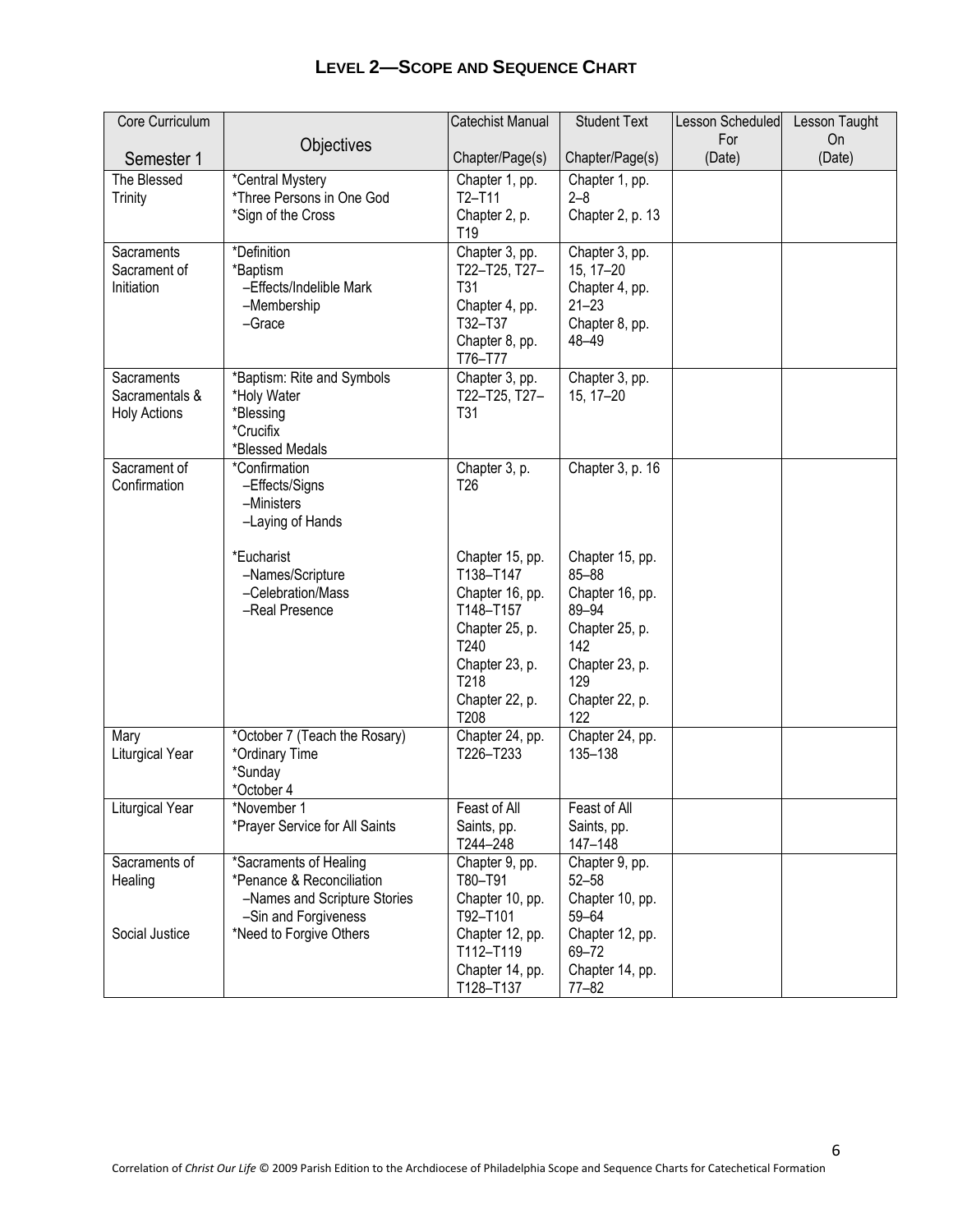## Level 2—Scope and Sequence Chart

| Core Curriculum<br><br>Semester 1 | Objectives | Catechist Manual<br><br>Chapter/Page(s) | Student Text<br><br>Chapter/Page(s) | Lesson Scheduled For (Date) | Lesson Taught On (Date) |
|---|---|---|---|---|---|
| The Blessed Trinity | *Central Mystery<br>*Three Persons in One God<br>*Sign of the Cross | Chapter 1, pp. T2–T11<br>Chapter 2, p. T19 | Chapter 1, pp. 2–8<br>Chapter 2, p. 13 | | |
| Sacraments<br>Sacrament of Initiation | *Definition<br>*Baptism<br>–Effects/Indelible Mark<br>–Membership<br>–Grace | Chapter 3, pp. T22–T25, T27–T31<br>Chapter 4, pp. T32–T37<br>Chapter 8, pp. T76–T77 | Chapter 3, pp. 15, 17–20<br>Chapter 4, pp. 21–23<br>Chapter 8, pp. 48–49 | | |
| Sacraments<br>Sacramentals & Holy Actions | *Baptism: Rite and Symbols<br>*Holy Water<br>*Blessing<br>*Crucifix<br>*Blessed Medals | Chapter 3, pp. T22–T25, T27–T31 | Chapter 3, pp. 15, 17–20 | | |
| Sacrament of Confirmation | *Confirmation<br>–Effects/Signs<br>–Ministers<br>–Laying of Hands | Chapter 3, p. T26 | Chapter 3, p. 16 | | |
| | *Eucharist<br>–Names/Scripture<br>–Celebration/Mass<br>–Real Presence | Chapter 15, pp. T138–T147<br>Chapter 16, pp. T148–T157<br>Chapter 25, p. T240<br>Chapter 23, p. T218<br>Chapter 22, p. T208 | Chapter 15, pp. 85–88<br>Chapter 16, pp. 89–94<br>Chapter 25, p. 142<br>Chapter 23, p. 129<br>Chapter 22, p. 122 | | |
| Mary<br>Liturgical Year | *October 7 (Teach the Rosary)<br>*Ordinary Time<br>*Sunday<br>*October 4 | Chapter 24, pp. T226–T233 | Chapter 24, pp. 135–138 | | |
| Liturgical Year | *November 1<br>*Prayer Service for All Saints | Feast of All Saints, pp. T244–248 | Feast of All Saints, pp. 147–148 | | |
| Sacraments of Healing<br><br>Social Justice | *Sacraments of Healing<br>*Penance & Reconciliation<br>–Names and Scripture Stories<br>–Sin and Forgiveness<br>*Need to Forgive Others | Chapter 9, pp. T80–T91<br>Chapter 10, pp. T92–T101<br>Chapter 12, pp. T112–T119<br>Chapter 14, pp. T128–T137 | Chapter 9, pp. 52–58<br>Chapter 10, pp. 59–64<br>Chapter 12, pp. 69–72<br>Chapter 14, pp. 77–82 | | |

Correlation of *Christ Our Life* © 2009 Parish Edition to the Archdiocese of Philadelphia Scope and Sequence Charts for Catechetical Formation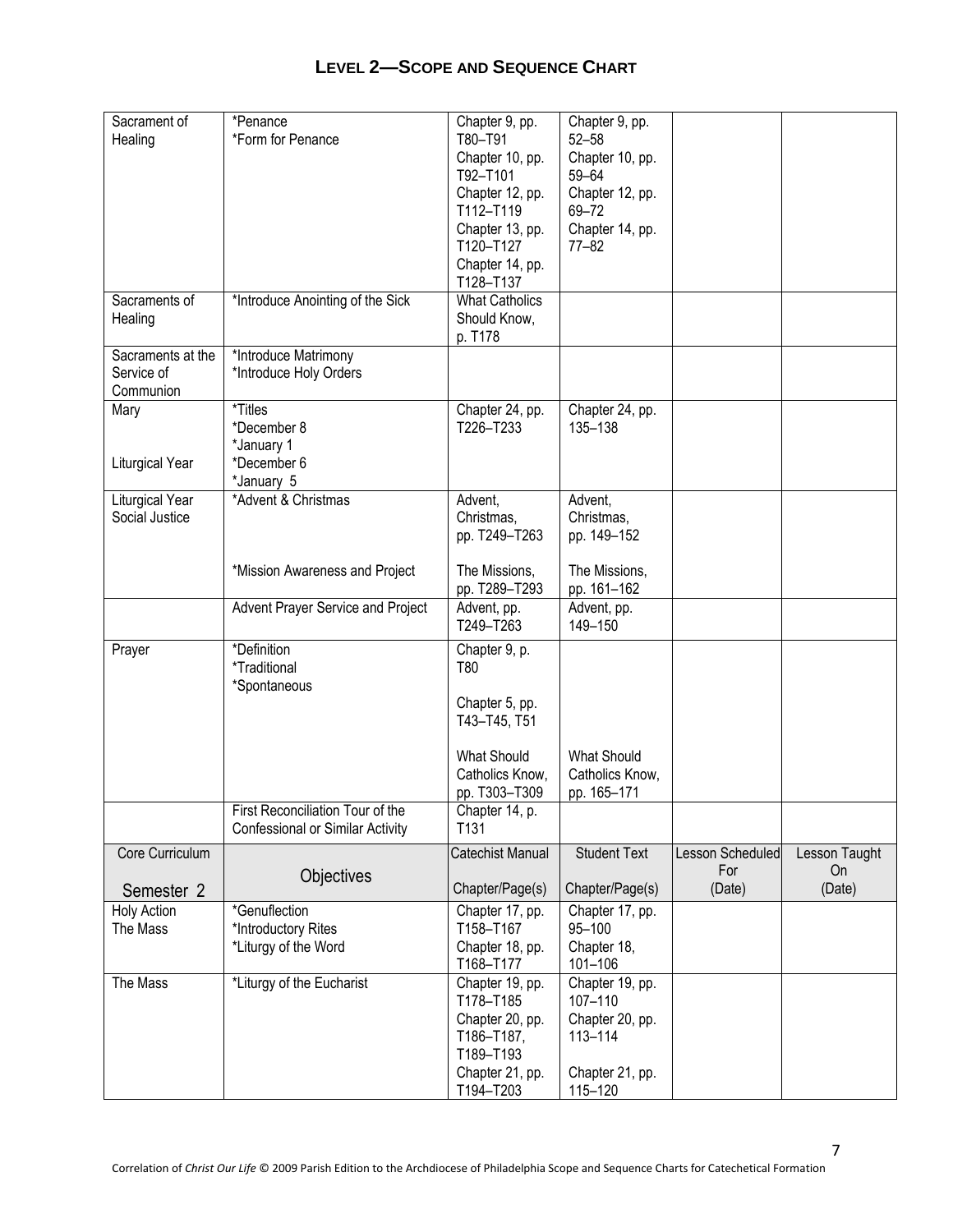## Level 2—Scope and Sequence Chart

| | | | | | |
|---|---|---|---|---|---|
| Sacrament of Healing | *Penance<br>*Form for Penance | Chapter 9, pp. T80–T91<br>Chapter 10, pp. T92–T101<br>Chapter 12, pp. T112–T119<br>Chapter 13, pp. T120–T127<br>Chapter 14, pp. T128–T137 | Chapter 9, pp. 52–58<br>Chapter 10, pp. 59–64<br>Chapter 12, pp. 69–72<br>Chapter 14, pp. 77–82 | | |
| Sacraments of Healing | *Introduce Anointing of the Sick | What Catholics Should Know, p. T178 | | | |
| Sacraments at the Service of Communion | *Introduce Matrimony<br>*Introduce Holy Orders | | | | |
| Mary<br><br>Liturgical Year | *Titles<br>*December 8<br>*January 1<br>*December 6<br>*January 5 | Chapter 24, pp. T226–T233 | Chapter 24, pp. 135–138 | | |
| Liturgical Year<br>Social Justice | *Advent & Christmas<br><br>*Mission Awareness and Project | Advent, Christmas, pp. T249–T263<br><br>The Missions, pp. T289–T293 | Advent, Christmas, pp. 149–152<br><br>The Missions, pp. 161–162 | | |
| | Advent Prayer Service and Project | Advent, pp. T249–T263 | Advent, pp. 149–150 | | |
| Prayer | *Definition<br>*Traditional<br>*Spontaneous | Chapter 9, p. T80<br><br>Chapter 5, pp. T43–T45, T51<br><br>What Should Catholics Know, pp. T303–T309 | <br><br><br><br>What Should Catholics Know, pp. 165–171 | | |
| | First Reconciliation Tour of the Confessional or Similar Activity | Chapter 14, p. T131 | | | |
| **Core Curriculum**<br>**Semester 2** | **Objectives** | **Catechist Manual**<br>**Chapter/Page(s)** | **Student Text**<br>**Chapter/Page(s)** | **Lesson Scheduled For (Date)** | **Lesson Taught On (Date)** |
| Holy Action<br>The Mass | *Genuflection<br>*Introductory Rites<br>*Liturgy of the Word | Chapter 17, pp. T158–T167<br>Chapter 18, pp. T168–T177 | Chapter 17, pp. 95–100<br>Chapter 18, 101–106 | | |
| The Mass | *Liturgy of the Eucharist | Chapter 19, pp. T178–T185<br>Chapter 20, pp. T186–T187, T189–T193<br>Chapter 21, pp. T194–T203 | Chapter 19, pp. 107–110<br>Chapter 20, pp. 113–114<br><br>Chapter 21, pp. 115–120 | | |

Correlation of *Christ Our Life* © 2009 Parish Edition to the Archdiocese of Philadelphia Scope and Sequence Charts for Catechetical Formation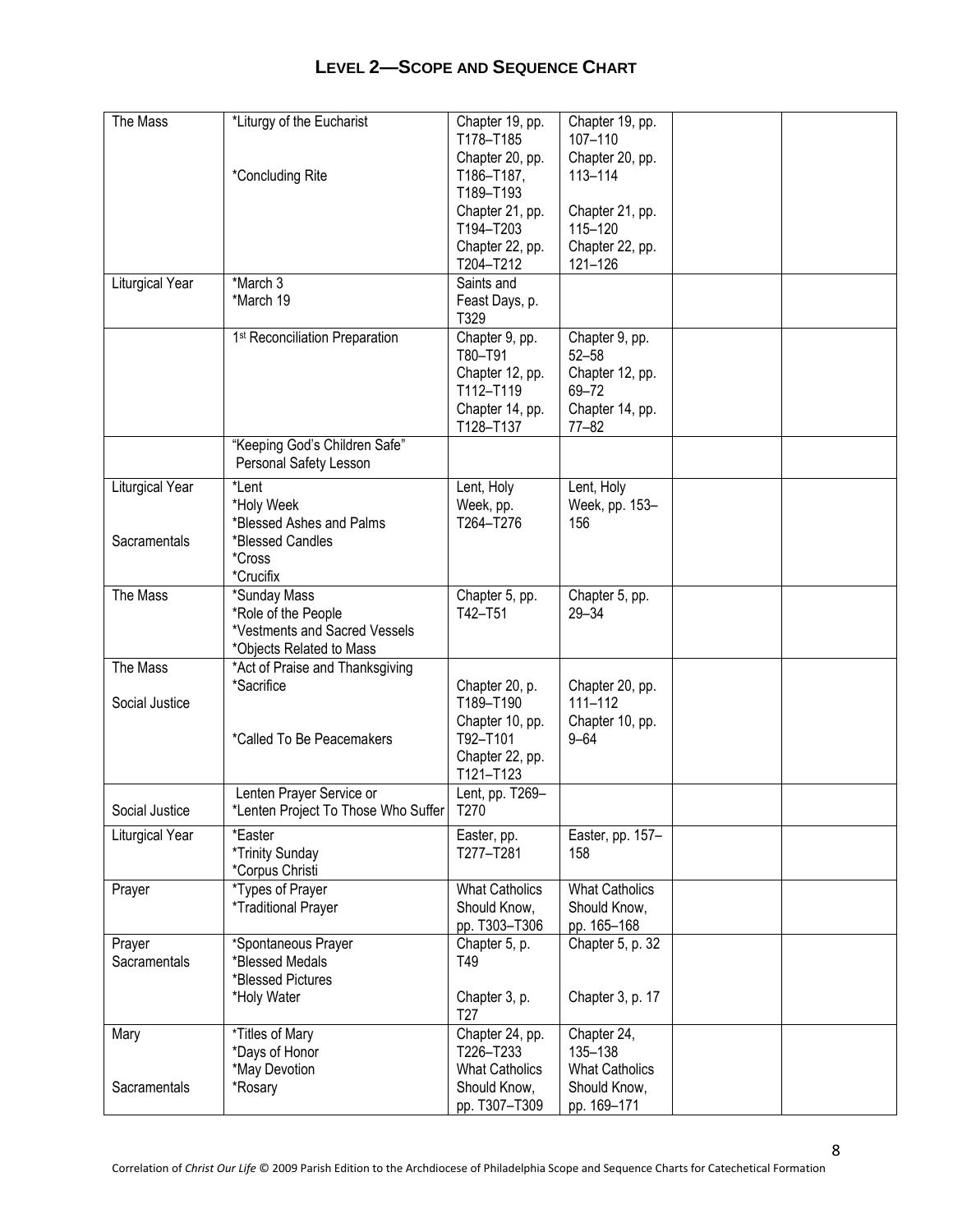# Level 2—Scope and Sequence Chart

| | | | | | |
|---|---|---|---|---|---|
| The Mass | *Liturgy of the Eucharist<br><br><br>*Concluding Rite | Chapter 19, pp. T178–T185<br>Chapter 20, pp. T186–T187, T189–T193<br>Chapter 21, pp. T194–T203<br>Chapter 22, pp. T204–T212 | Chapter 19, pp. 107–110<br>Chapter 20, pp. 113–114<br><br>Chapter 21, pp. 115–120<br>Chapter 22, pp. 121–126 | | |
| Liturgical Year | *March 3<br>*March 19 | Saints and Feast Days, p. T329 | | | |
| | 1st Reconciliation Preparation | Chapter 9, pp. T80–T91<br>Chapter 12, pp. T112–T119<br>Chapter 14, pp. T128–T137 | Chapter 9, pp. 52–58<br>Chapter 12, pp. 69–72<br>Chapter 14, pp. 77–82 | | |
| | "Keeping God's Children Safe" Personal Safety Lesson | | | | |
| Liturgical Year<br><br>Sacramentals | *Lent<br>*Holy Week<br>*Blessed Ashes and Palms<br>*Blessed Candles<br>*Cross<br>*Crucifix | Lent, Holy Week, pp. T264–T276 | Lent, Holy Week, pp. 153–156 | | |
| The Mass | *Sunday Mass<br>*Role of the People<br>*Vestments and Sacred Vessels<br>*Objects Related to Mass | Chapter 5, pp. T42–T51 | Chapter 5, pp. 29–34 | | |
| The Mass<br><br>Social Justice | *Act of Praise and Thanksgiving<br>*Sacrifice<br><br><br>*Called To Be Peacemakers | Chapter 20, p. T189–T190<br>Chapter 10, pp. T92–T101<br>Chapter 22, pp. T121–T123 | Chapter 20, pp. 111–112<br>Chapter 10, pp. 9–64 | | |
| Social Justice | Lenten Prayer Service or<br>*Lenten Project To Those Who Suffer | Lent, pp. T269–T270 | | | |
| Liturgical Year | *Easter<br>*Trinity Sunday<br>*Corpus Christi | Easter, pp. T277–T281 | Easter, pp. 157–158 | | |
| Prayer | *Types of Prayer<br>*Traditional Prayer | What Catholics Should Know, pp. T303–T306 | What Catholics Should Know, pp. 165–168 | | |
| Prayer<br>Sacramentals | *Spontaneous Prayer<br>*Blessed Medals<br>*Blessed Pictures<br>*Holy Water | Chapter 5, p. T49<br><br>Chapter 3, p. T27 | Chapter 5, p. 32<br><br><br>Chapter 3, p. 17 | | |
| Mary<br><br>Sacramentals | *Titles of Mary<br>*Days of Honor<br>*May Devotion<br>*Rosary | Chapter 24, pp. T226–T233<br>What Catholics Should Know, pp. T307–T309 | Chapter 24, 135–138<br>What Catholics Should Know, pp. 169–171 | | |

Correlation of *Christ Our Life* © 2009 Parish Edition to the Archdiocese of Philadelphia Scope and Sequence Charts for Catechetical Formation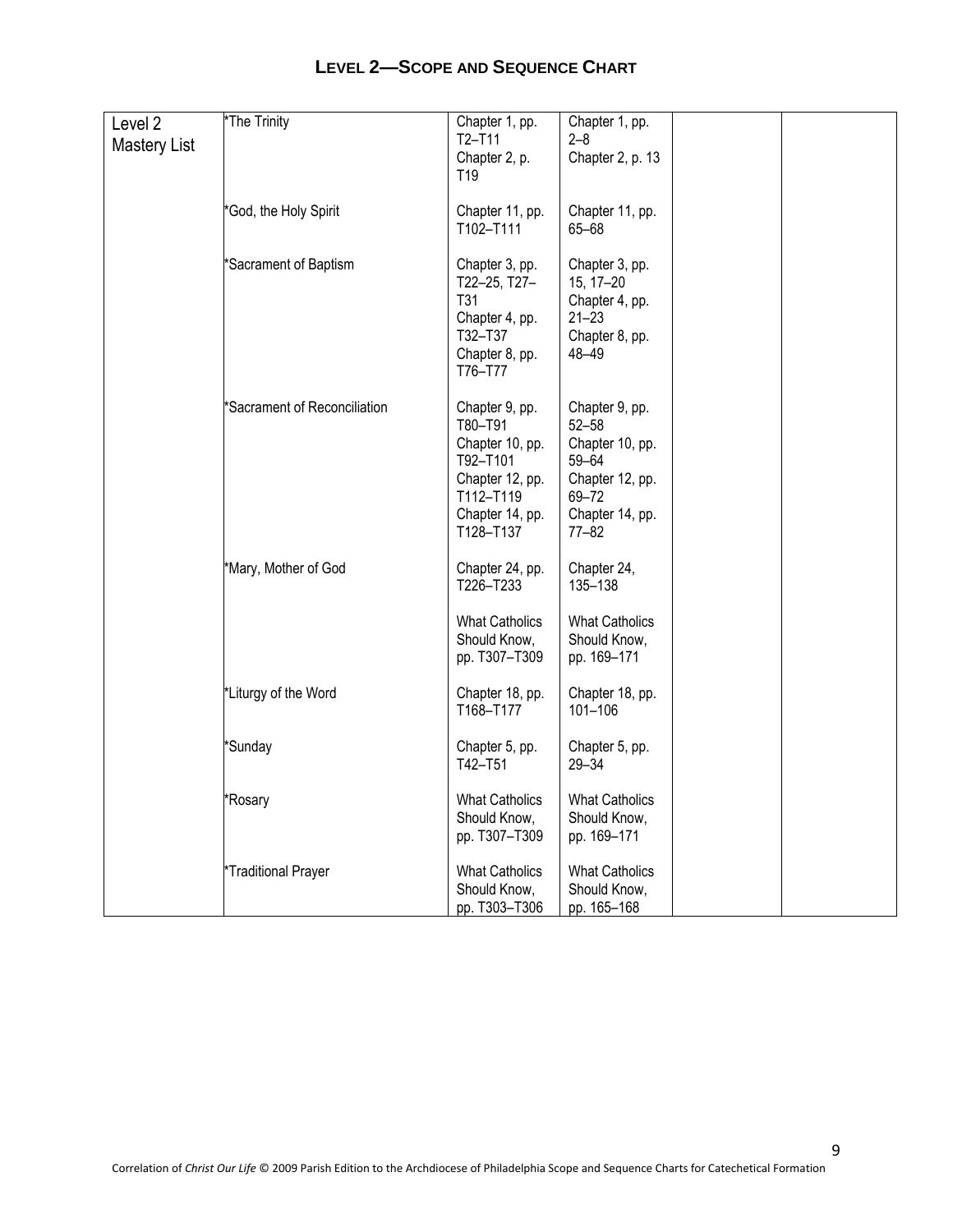## LEVEL 2—SCOPE AND SEQUENCE CHART

| | | | | | |
|---|---|---|---|---|---|
| Level 2 Mastery List | *The Trinity | Chapter 1, pp. T2–T11<br>Chapter 2, p. T19 | Chapter 1, pp. 2–8<br>Chapter 2, p. 13 | | |
| | *God, the Holy Spirit | Chapter 11, pp. T102–T111 | Chapter 11, pp. 65–68 | | |
| | *Sacrament of Baptism | Chapter 3, pp. T22–25, T27–T31<br>Chapter 4, pp. T32–T37<br>Chapter 8, pp. T76–T77 | Chapter 3, pp. 15, 17–20<br>Chapter 4, pp. 21–23<br>Chapter 8, pp. 48–49 | | |
| | *Sacrament of Reconciliation | Chapter 9, pp. T80–T91<br>Chapter 10, pp. T92–T101<br>Chapter 12, pp. T112–T119<br>Chapter 14, pp. T128–T137 | Chapter 9, pp. 52–58<br>Chapter 10, pp. 59–64<br>Chapter 12, pp. 69–72<br>Chapter 14, pp. 77–82 | | |
| | *Mary, Mother of God | Chapter 24, pp. T226–T233<br><br>What Catholics Should Know, pp. T307–T309 | Chapter 24, 135–138<br><br>What Catholics Should Know, pp. 169–171 | | |
| | *Liturgy of the Word | Chapter 18, pp. T168–T177 | Chapter 18, pp. 101–106 | | |
| | *Sunday | Chapter 5, pp. T42–T51 | Chapter 5, pp. 29–34 | | |
| | *Rosary | What Catholics Should Know, pp. T307–T309 | What Catholics Should Know, pp. 169–171 | | |
| | *Traditional Prayer | What Catholics Should Know, pp. T303–T306 | What Catholics Should Know, pp. 165–168 | | |

Correlation of *Christ Our Life* © 2009 Parish Edition to the Archdiocese of Philadelphia Scope and Sequence Charts for Catechetical Formation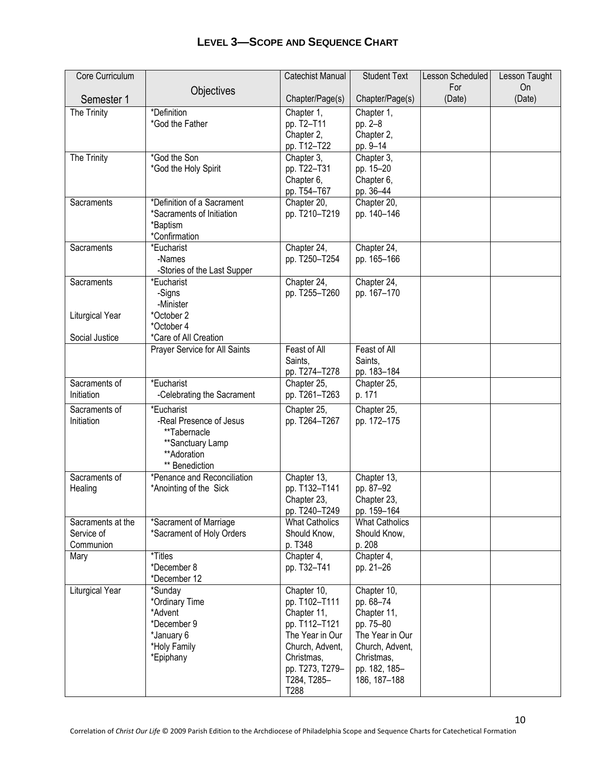## LEVEL 3—SCOPE AND SEQUENCE CHART

| Core Curriculum<br><br>Semester 1 | Objectives | Catechist Manual<br><br>Chapter/Page(s) | Student Text<br><br>Chapter/Page(s) | Lesson Scheduled For (Date) | Lesson Taught On (Date) |
|---|---|---|---|---|---|
| The Trinity | *Definition<br>*God the Father | Chapter 1,<br>pp. T2–T11<br>Chapter 2,<br>pp. T12–T22 | Chapter 1,<br>pp. 2–8<br>Chapter 2,<br>pp. 9–14 | | |
| The Trinity | *God the Son<br>*God the Holy Spirit | Chapter 3,<br>pp. T22–T31<br>Chapter 6,<br>pp. T54–T67 | Chapter 3,<br>pp. 15–20<br>Chapter 6,<br>pp. 36–44 | | |
| Sacraments | *Definition of a Sacrament<br>*Sacraments of Initiation<br>*Baptism<br>*Confirmation | Chapter 20,<br>pp. T210–T219 | Chapter 20,<br>pp. 140–146 | | |
| Sacraments | *Eucharist<br>-Names<br>-Stories of the Last Supper | Chapter 24,<br>pp. T250–T254 | Chapter 24,<br>pp. 165–166 | | |
| Sacraments<br><br><br>Liturgical Year<br><br>Social Justice | *Eucharist<br>-Signs<br>-Minister<br>*October 2<br>*October 4<br>*Care of All Creation | Chapter 24,<br>pp. T255–T260 | Chapter 24,<br>pp. 167–170 | | |
| | Prayer Service for All Saints | Feast of All Saints,<br>pp. T274–T278 | Feast of All Saints,<br>pp. 183–184 | | |
| Sacraments of Initiation | *Eucharist<br>-Celebrating the Sacrament | Chapter 25,<br>pp. T261–T263 | Chapter 25,<br>p. 171 | | |
| Sacraments of Initiation | *Eucharist<br>-Real Presence of Jesus<br>**Tabernacle<br>**Sanctuary Lamp<br>**Adoration<br>** Benediction | Chapter 25,<br>pp. T264–T267 | Chapter 25,<br>pp. 172–175 | | |
| Sacraments of Healing | *Penance and Reconciliation<br>*Anointing of the Sick | Chapter 13,<br>pp. T132–T141<br>Chapter 23,<br>pp. T240–T249 | Chapter 13,<br>pp. 87–92<br>Chapter 23,<br>pp. 159–164 | | |
| Sacraments at the Service of Communion | *Sacrament of Marriage<br>*Sacrament of Holy Orders | What Catholics Should Know,<br>p. T348 | What Catholics Should Know,<br>p. 208 | | |
| Mary | *Titles<br>*December 8<br>*December 12 | Chapter 4,<br>pp. T32–T41 | Chapter 4,<br>pp. 21–26 | | |
| Liturgical Year | *Sunday<br>*Ordinary Time<br>*Advent<br>*December 9<br>*January 6<br>*Holy Family<br>*Epiphany | Chapter 10,<br>pp. T102–T111<br>Chapter 11,<br>pp. T112–T121<br>The Year in Our Church, Advent, Christmas,<br>pp. T273, T279–T284, T285–T288 | Chapter 10,<br>pp. 68–74<br>Chapter 11,<br>pp. 75–80<br>The Year in Our Church, Advent, Christmas,<br>pp. 182, 185–186, 187–188 | | |

Correlation of *Christ Our Life* © 2009 Parish Edition to the Archdiocese of Philadelphia Scope and Sequence Charts for Catechetical Formation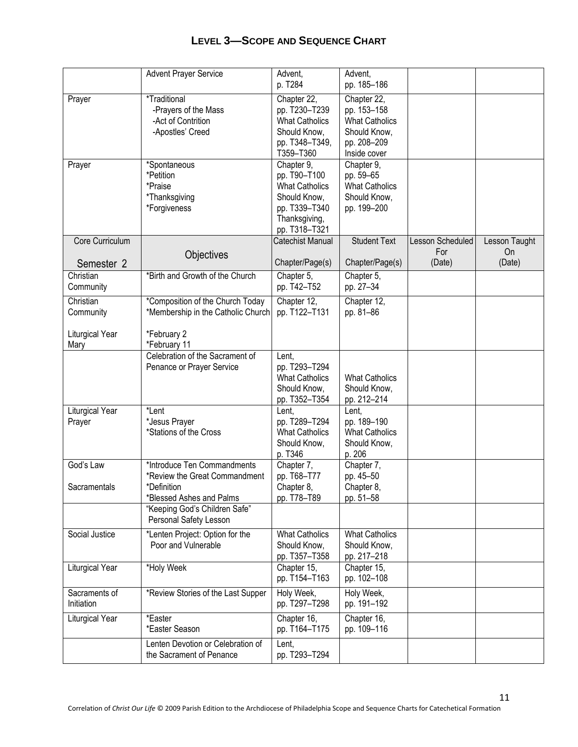## LEVEL 3—SCOPE AND SEQUENCE CHART

| | | | | | |
|---|---|---|---|---|---|
| | Advent Prayer Service | Advent, p. T284 | Advent, pp. 185–186 | | |
| Prayer | *Traditional<br>-Prayers of the Mass<br>-Act of Contrition<br>-Apostles' Creed | Chapter 22, pp. T230–T239<br>What Catholics Should Know, pp. T348–T349, T359–T360 | Chapter 22, pp. 153–158<br>What Catholics Should Know, pp. 208–209<br>Inside cover | | |
| Prayer | *Spontaneous<br>*Petition<br>*Praise<br>*Thanksgiving<br>*Forgiveness | Chapter 9, pp. T90–T100<br>What Catholics Should Know, pp. T339–T340<br>Thanksgiving, pp. T318–T321 | Chapter 9, pp. 59–65<br>What Catholics Should Know, pp. 199–200 | | |
| Core Curriculum<br>Semester 2 | Objectives | Catechist Manual<br>Chapter/Page(s) | Student Text<br>Chapter/Page(s) | Lesson Scheduled For (Date) | Lesson Taught On (Date) |
| Christian Community | *Birth and Growth of the Church | Chapter 5, pp. T42–T52 | Chapter 5, pp. 27–34 | | |
| Christian Community<br><br>Liturgical Year<br>Mary | *Composition of the Church Today<br>*Membership in the Catholic Church<br><br>*February 2<br>*February 11 | Chapter 12, pp. T122–T131 | Chapter 12, pp. 81–86 | | |
| | Celebration of the Sacrament of Penance or Prayer Service | Lent, pp. T293–T294<br>What Catholics Should Know, pp. T352–T354 | What Catholics Should Know, pp. 212–214 | | |
| Liturgical Year<br>Prayer | *Lent<br>*Jesus Prayer<br>*Stations of the Cross | Lent, pp. T289–T294<br>What Catholics Should Know, p. T346 | Lent, pp. 189–190<br>What Catholics Should Know, p. 206 | | |
| God's Law<br><br>Sacramentals | *Introduce Ten Commandments<br>*Review the Great Commandment<br>*Definition<br>*Blessed Ashes and Palms | Chapter 7, pp. T68–T77<br>Chapter 8, pp. T78–T89 | Chapter 7, pp. 45–50<br>Chapter 8, pp. 51–58 | | |
| | "Keeping God's Children Safe" Personal Safety Lesson | | | | |
| Social Justice | *Lenten Project: Option for the Poor and Vulnerable | What Catholics Should Know, pp. T357–T358 | What Catholics Should Know, pp. 217–218 | | |
| Liturgical Year | *Holy Week | Chapter 15, pp. T154–T163 | Chapter 15, pp. 102–108 | | |
| Sacraments of Initiation | *Review Stories of the Last Supper | Holy Week, pp. T297–T298 | Holy Week, pp. 191–192 | | |
| Liturgical Year | *Easter<br>*Easter Season | Chapter 16, pp. T164–T175 | Chapter 16, pp. 109–116 | | |
| | Lenten Devotion or Celebration of the Sacrament of Penance | Lent, pp. T293–T294 | | | |

Correlation of *Christ Our Life* © 2009 Parish Edition to the Archdiocese of Philadelphia Scope and Sequence Charts for Catechetical Formation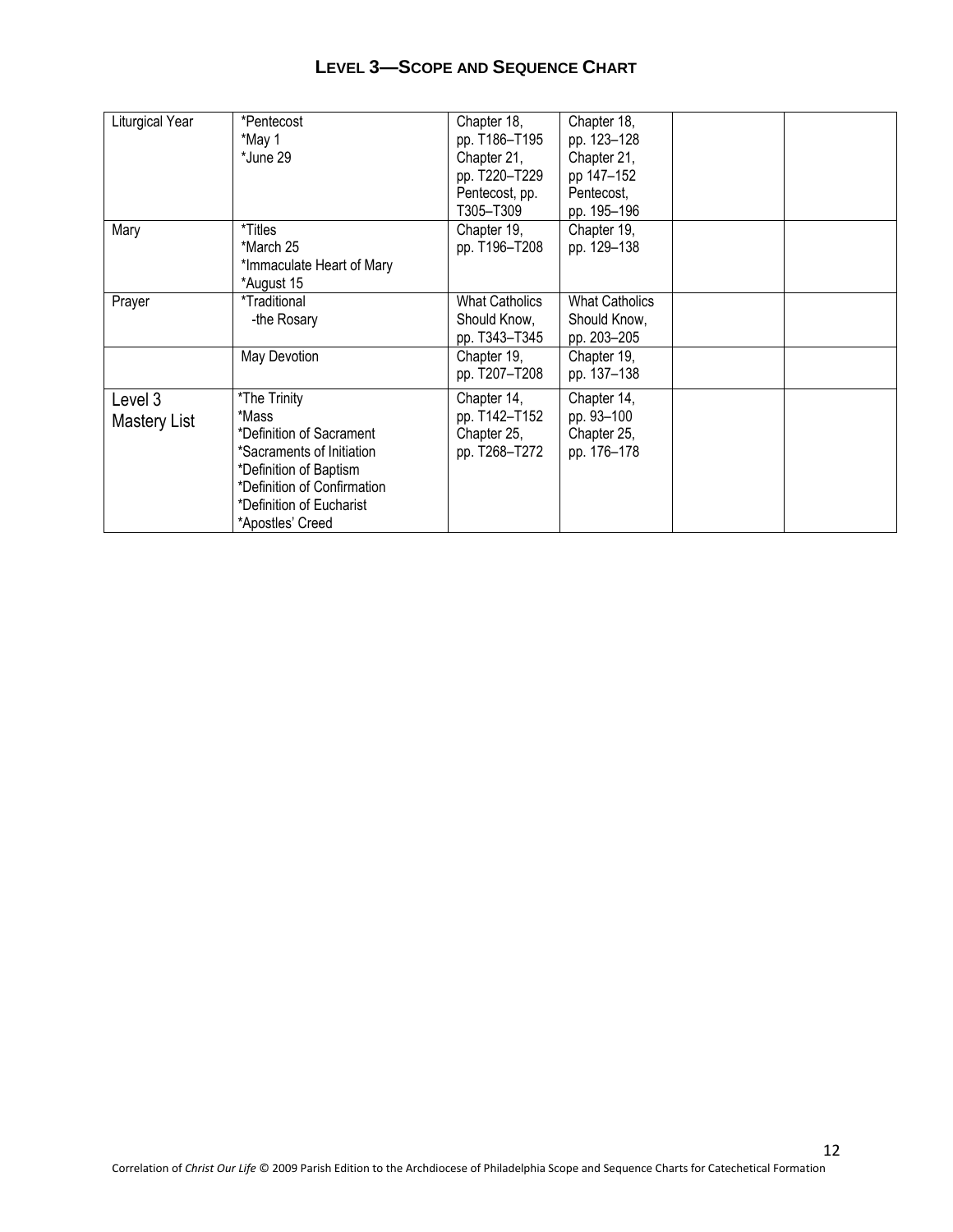## LEVEL 3—SCOPE AND SEQUENCE CHART

| | | | | | |
|---|---|---|---|---|---|
| Liturgical Year | *Pentecost<br>*May 1<br>*June 29 | Chapter 18, pp. T186–T195<br>Chapter 21, pp. T220–T229<br>Pentecost, pp. T305–T309 | Chapter 18, pp. 123–128<br>Chapter 21, pp 147–152<br>Pentecost, pp. 195–196 | | |
| Mary | *Titles<br>*March 25<br>*Immaculate Heart of Mary<br>*August 15 | Chapter 19, pp. T196–T208 | Chapter 19, pp. 129–138 | | |
| Prayer | *Traditional<br>-the Rosary | What Catholics Should Know, pp. T343–T345 | What Catholics Should Know, pp. 203–205 | | |
| | May Devotion | Chapter 19, pp. T207–T208 | Chapter 19, pp. 137–138 | | |
| Level 3 Mastery List | *The Trinity<br>*Mass<br>*Definition of Sacrament<br>*Sacraments of Initiation<br>*Definition of Baptism<br>*Definition of Confirmation<br>*Definition of Eucharist<br>*Apostles' Creed | Chapter 14, pp. T142–T152<br>Chapter 25, pp. T268–T272 | Chapter 14, pp. 93–100<br>Chapter 25, pp. 176–178 | | |

Correlation of *Christ Our Life* © 2009 Parish Edition to the Archdiocese of Philadelphia Scope and Sequence Charts for Catechetical Formation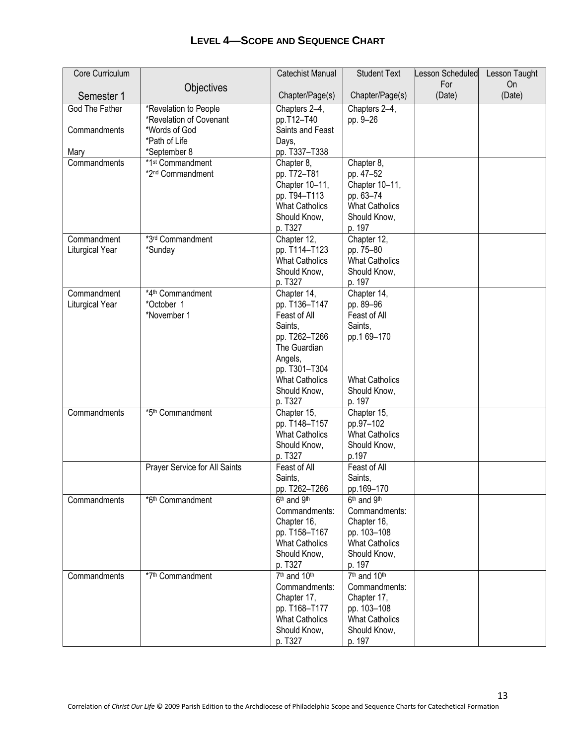## Level 4—Scope and Sequence Chart

| Core Curriculum Semester 1 | Objectives | Catechist Manual Chapter/Page(s) | Student Text Chapter/Page(s) | Lesson Scheduled For (Date) | Lesson Taught On (Date) |
|---|---|---|---|---|---|
| God The Father<br><br>Commandments<br><br>Mary | *Revelation to People<br>*Revelation of Covenant<br>*Words of God<br>*Path of Life<br>*September 8 | Chapters 2–4, pp.T12–T40<br>Saints and Feast Days, pp. T337–T338 | Chapters 2–4, pp. 9–26 | | |
| Commandments | *1st Commandment<br>*2nd Commandment | Chapter 8, pp. T72–T81<br>Chapter 10–11, pp. T94–T113<br>What Catholics Should Know, p. T327 | Chapter 8, pp. 47–52<br>Chapter 10–11, pp. 63–74<br>What Catholics Should Know, p. 197 | | |
| Commandment<br>Liturgical Year | *3rd Commandment<br>*Sunday | Chapter 12, pp. T114–T123<br>What Catholics Should Know, p. T327 | Chapter 12, pp. 75–80<br>What Catholics Should Know, p. 197 | | |
| Commandment<br>Liturgical Year | *4th Commandment<br>*October 1<br>*November 1 | Chapter 14, pp. T136–T147<br>Feast of All Saints, pp. T262–T266<br>The Guardian Angels, pp. T301–T304<br>What Catholics Should Know, p. T327 | Chapter 14, pp. 89–96<br>Feast of All Saints, pp.1 69–170<br>What Catholics Should Know, p. 197 | | |
| Commandments | *5th Commandment | Chapter 15, pp. T148–T157<br>What Catholics Should Know, p. T327 | Chapter 15, pp.97–102<br>What Catholics Should Know, p.197 | | |
| | Prayer Service for All Saints | Feast of All Saints, pp. T262–T266 | Feast of All Saints, pp.169–170 | | |
| Commandments | *6th Commandment | 6th and 9th Commandments: Chapter 16, pp. T158–T167<br>What Catholics Should Know, p. T327 | 6th and 9th Commandments: Chapter 16, pp. 103–108<br>What Catholics Should Know, p. 197 | | |
| Commandments | *7th Commandment | 7th and 10th Commandments: Chapter 17, pp. T168–T177<br>What Catholics Should Know, p. T327 | 7th and 10th Commandments: Chapter 17, pp. 103–108<br>What Catholics Should Know, p. 197 | | |

Correlation of *Christ Our Life* © 2009 Parish Edition to the Archdiocese of Philadelphia Scope and Sequence Charts for Catechetical Formation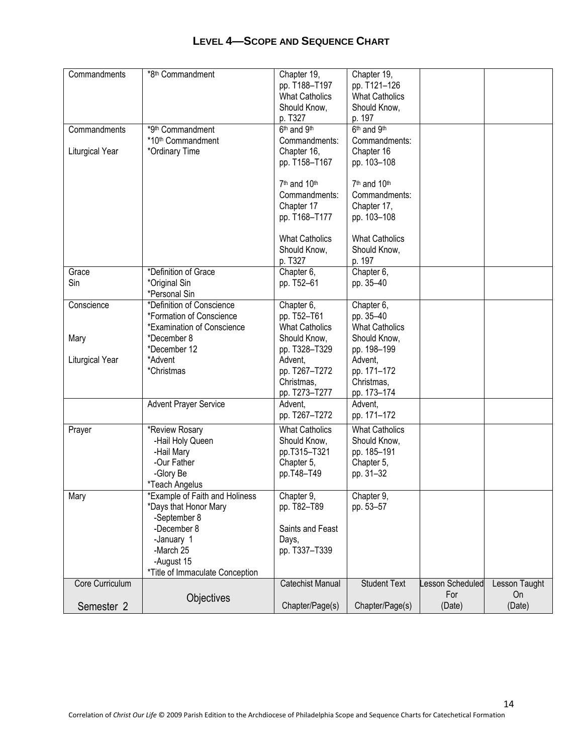# Level 4—Scope and Sequence Chart

| Core Curriculum Semester 2 | Objectives | Catechist Manual Chapter/Page(s) | Student Text Chapter/Page(s) | Lesson Scheduled For (Date) | Lesson Taught On (Date) |
|---|---|---|---|---|---|
| Commandments | *8th Commandment | Chapter 19, pp. T188–T197 What Catholics Should Know, p. T327 | Chapter 19, pp. T121–126 What Catholics Should Know, p. 197 | | |
| Commandments<br><br>Liturgical Year | *9th Commandment<br>*10th Commandment<br>*Ordinary Time | 6th and 9th Commandments: Chapter 16, pp. T158–T167<br><br>7th and 10th Commandments: Chapter 17 pp. T168–T177<br><br>What Catholics Should Know, p. T327 | 6th and 9th Commandments: Chapter 16 pp. 103–108<br><br>7th and 10th Commandments: Chapter 17, pp. 103–108<br><br>What Catholics Should Know, p. 197 | | |
| Grace<br>Sin | *Definition of Grace<br>*Original Sin<br>*Personal Sin | Chapter 6, pp. T52–61 | Chapter 6, pp. 35–40 | | |
| Conscience<br><br>Mary<br><br>Liturgical Year | *Definition of Conscience<br>*Formation of Conscience<br>*Examination of Conscience<br>*December 8<br>*December 12<br>*Advent<br>*Christmas | Chapter 6, pp. T52–T61 What Catholics Should Know, pp. T328–T329 Advent, pp. T267–T272 Christmas, pp. T273–T277 | Chapter 6, pp. 35–40 What Catholics Should Know, pp. 198–199 Advent, pp. 171–172 Christmas, pp. 173–174 | | |
| | Advent Prayer Service | Advent, pp. T267–T272 | Advent, pp. 171–172 | | |
| Prayer | *Review Rosary<br>-Hail Holy Queen<br>-Hail Mary<br>-Our Father<br>-Glory Be<br>*Teach Angelus | What Catholics Should Know, pp.T315–T321 Chapter 5, pp.T48–T49 | What Catholics Should Know, pp. 185–191 Chapter 5, pp. 31–32 | | |
| Mary | *Example of Faith and Holiness<br>*Days that Honor Mary<br>-September 8<br>-December 8<br>-January 1<br>-March 25<br>-August 15<br>*Title of Immaculate Conception | Chapter 9, pp. T82–T89<br><br>Saints and Feast Days, pp. T337–T339 | Chapter 9, pp. 53–57 | | |

Correlation of *Christ Our Life* © 2009 Parish Edition to the Archdiocese of Philadelphia Scope and Sequence Charts for Catechetical Formation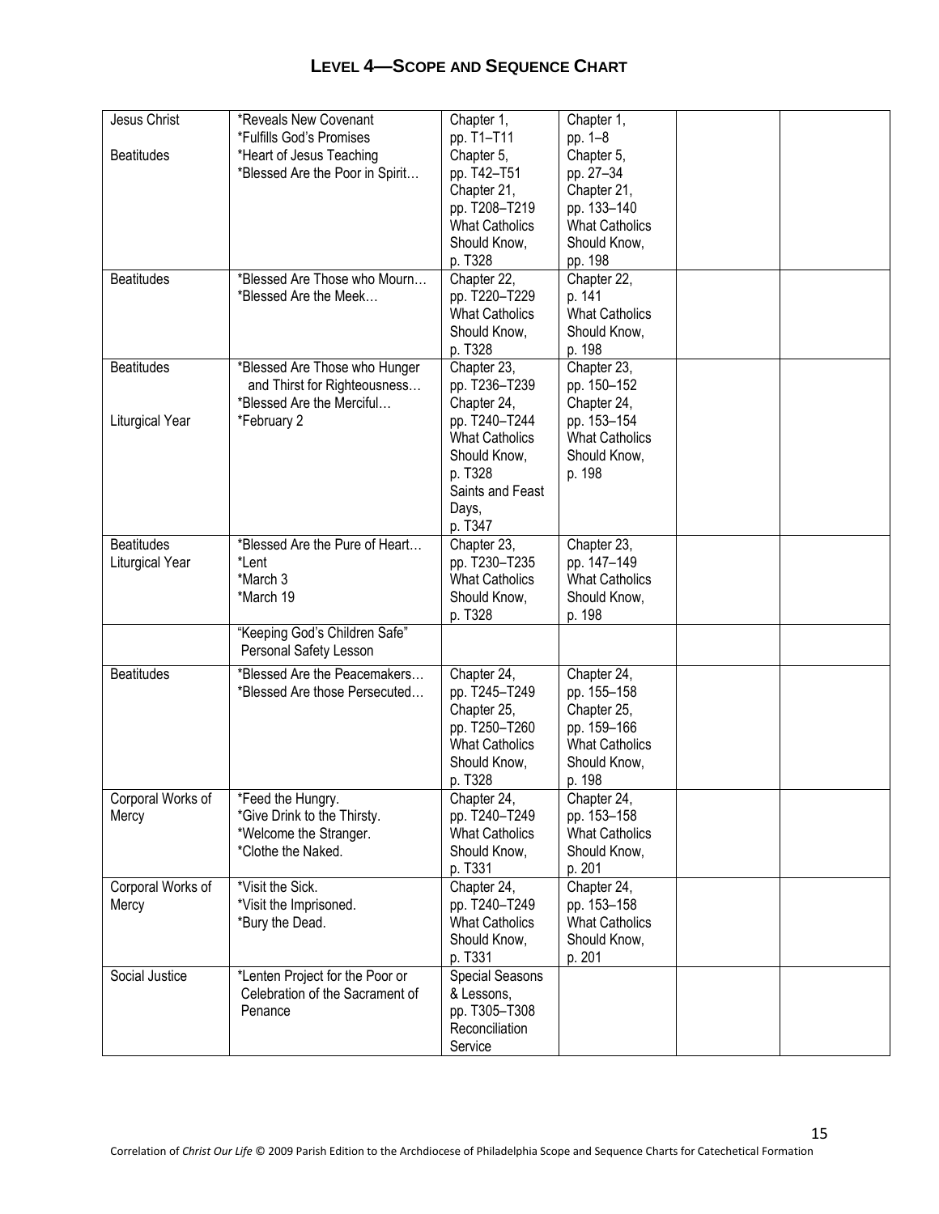## Level 4—Scope and Sequence Chart

| | | | | | |
|---|---|---|---|---|---|
| Jesus Christ<br><br>Beatitudes | *Reveals New Covenant<br>*Fulfills God's Promises<br>*Heart of Jesus Teaching<br>*Blessed Are the Poor in Spirit… | Chapter 1,<br>pp. T1–T11<br>Chapter 5,<br>pp. T42–T51<br>Chapter 21,<br>pp. T208–T219<br>What Catholics Should Know,<br>p. T328 | Chapter 1,<br>pp. 1–8<br>Chapter 5,<br>pp. 27–34<br>Chapter 21,<br>pp. 133–140<br>What Catholics Should Know,<br>pp. 198 | | |
| Beatitudes | *Blessed Are Those who Mourn…<br>*Blessed Are the Meek… | Chapter 22,<br>pp. T220–T229<br>What Catholics Should Know,<br>p. T328 | Chapter 22,<br>p. 141<br>What Catholics Should Know,<br>p. 198 | | |
| Beatitudes<br><br>Liturgical Year | *Blessed Are Those who Hunger and Thirst for Righteousness…<br>*Blessed Are the Merciful…<br>*February 2 | Chapter 23,<br>pp. T236–T239<br>Chapter 24,<br>pp. T240–T244<br>What Catholics Should Know,<br>p. T328<br>Saints and Feast Days,<br>p. T347 | Chapter 23,<br>pp. 150–152<br>Chapter 24,<br>pp. 153–154<br>What Catholics Should Know,<br>p. 198 | | |
| Beatitudes<br>Liturgical Year | *Blessed Are the Pure of Heart…<br>*Lent<br>*March 3<br>*March 19 | Chapter 23,<br>pp. T230–T235<br>What Catholics Should Know,<br>p. T328 | Chapter 23,<br>pp. 147–149<br>What Catholics Should Know,<br>p. 198 | | |
| | "Keeping God's Children Safe" Personal Safety Lesson | | | | |
| Beatitudes | *Blessed Are the Peacemakers…<br>*Blessed Are those Persecuted… | Chapter 24,<br>pp. T245–T249<br>Chapter 25,<br>pp. T250–T260<br>What Catholics Should Know,<br>p. T328 | Chapter 24,<br>pp. 155–158<br>Chapter 25,<br>pp. 159–166<br>What Catholics Should Know,<br>p. 198 | | |
| Corporal Works of Mercy | *Feed the Hungry.<br>*Give Drink to the Thirsty.<br>*Welcome the Stranger.<br>*Clothe the Naked. | Chapter 24,<br>pp. T240–T249<br>What Catholics Should Know,<br>p. T331 | Chapter 24,<br>pp. 153–158<br>What Catholics Should Know,<br>p. 201 | | |
| Corporal Works of Mercy | *Visit the Sick.<br>*Visit the Imprisoned.<br>*Bury the Dead. | Chapter 24,<br>pp. T240–T249<br>What Catholics Should Know,<br>p. T331 | Chapter 24,<br>pp. 153–158<br>What Catholics Should Know,<br>p. 201 | | |
| Social Justice | *Lenten Project for the Poor or Celebration of the Sacrament of Penance | Special Seasons & Lessons,<br>pp. T305–T308<br>Reconciliation Service | | | |

Correlation of *Christ Our Life* © 2009 Parish Edition to the Archdiocese of Philadelphia Scope and Sequence Charts for Catechetical Formation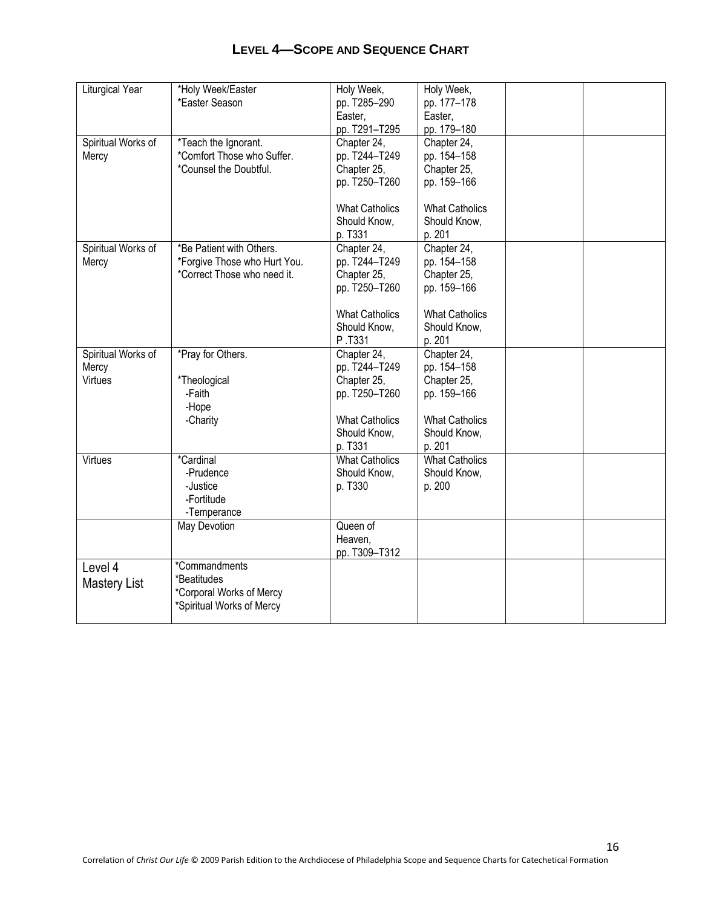## LEVEL 4—SCOPE AND SEQUENCE CHART

| | | | | | |
|---|---|---|---|---|---|
| Liturgical Year | *Holy Week/Easter<br>*Easter Season | Holy Week, pp. T285–290<br>Easter, pp. T291–T295 | Holy Week, pp. 177–178<br>Easter, pp. 179–180 | | |
| Spiritual Works of Mercy | *Teach the Ignorant.<br>*Comfort Those who Suffer.<br>*Counsel the Doubtful. | Chapter 24, pp. T244–T249<br>Chapter 25, pp. T250–T260<br><br>What Catholics Should Know, p. T331 | Chapter 24, pp. 154–158<br>Chapter 25, pp. 159–166<br><br>What Catholics Should Know, p. 201 | | |
| Spiritual Works of Mercy | *Be Patient with Others.<br>*Forgive Those who Hurt You.<br>*Correct Those who need it. | Chapter 24, pp. T244–T249<br>Chapter 25, pp. T250–T260<br><br>What Catholics Should Know, P .T331 | Chapter 24, pp. 154–158<br>Chapter 25, pp. 159–166<br><br>What Catholics Should Know, p. 201 | | |
| Spiritual Works of Mercy<br>Virtues | *Pray for Others.<br><br>*Theological<br>-Faith<br>-Hope<br>-Charity | Chapter 24, pp. T244–T249<br>Chapter 25, pp. T250–T260<br><br>What Catholics Should Know, p. T331 | Chapter 24, pp. 154–158<br>Chapter 25, pp. 159–166<br><br>What Catholics Should Know, p. 201 | | |
| Virtues | *Cardinal<br>-Prudence<br>-Justice<br>-Fortitude<br>-Temperance | What Catholics Should Know, p. T330 | What Catholics Should Know, p. 200 | | |
| | May Devotion | Queen of Heaven, pp. T309–T312 | | | |
| Level 4 Mastery List | *Commandments<br>*Beatitudes<br>*Corporal Works of Mercy<br>*Spiritual Works of Mercy | | | | |

Correlation of *Christ Our Life* © 2009 Parish Edition to the Archdiocese of Philadelphia Scope and Sequence Charts for Catechetical Formation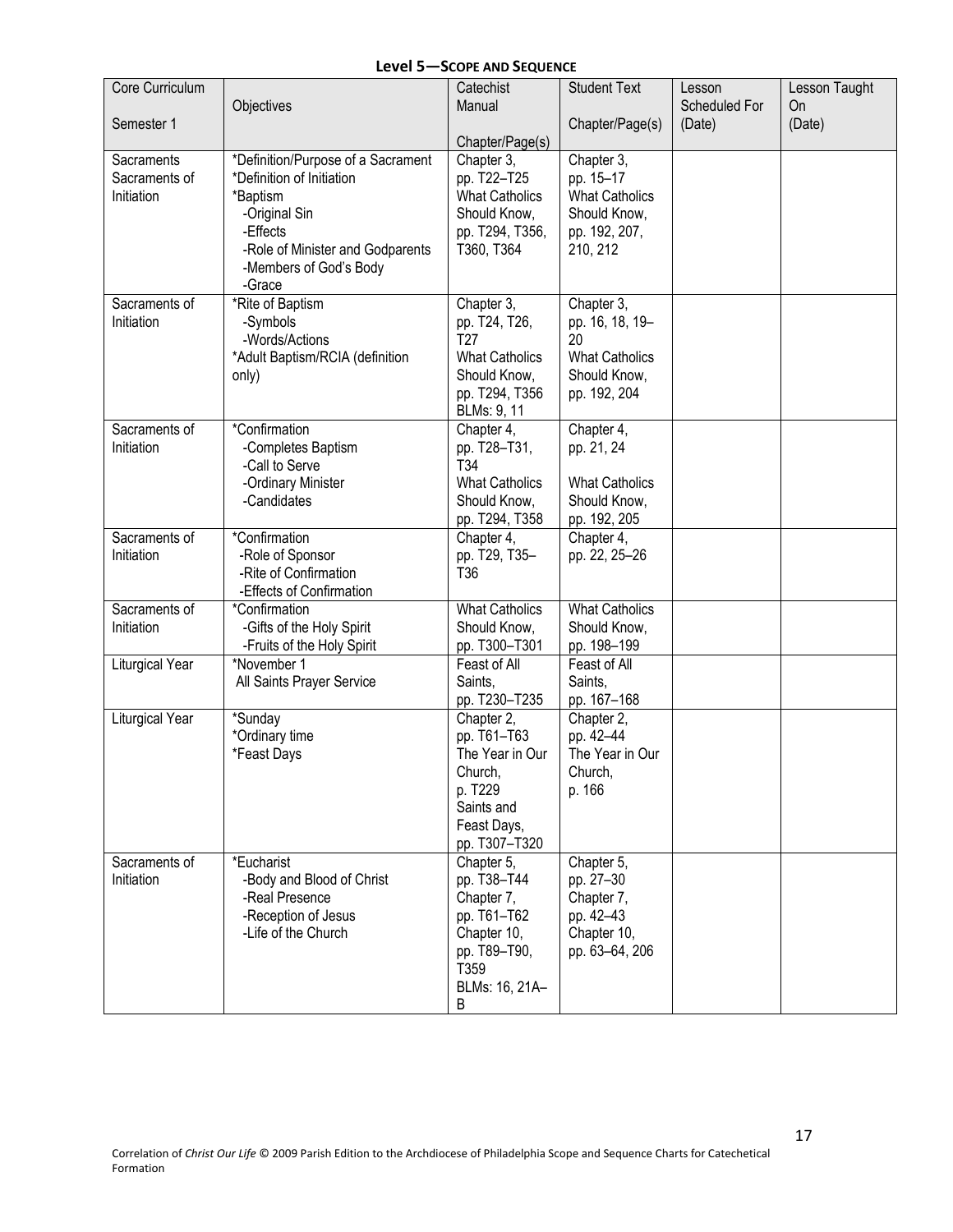**Level 5—Scope and Sequence**

| Core Curriculum<br>Semester 1 | Objectives | Catechist Manual<br>Chapter/Page(s) | Student Text<br>Chapter/Page(s) | Lesson Scheduled For (Date) | Lesson Taught On (Date) |
|---|---|---|---|---|---|
| Sacraments<br>Sacraments of Initiation | *Definition/Purpose of a Sacrament<br>*Definition of Initiation<br>*Baptism<br>-Original Sin<br>-Effects<br>-Role of Minister and Godparents<br>-Members of God's Body<br>-Grace | Chapter 3, pp. T22–T25<br>What Catholics Should Know, pp. T294, T356, T360, T364 | Chapter 3, pp. 15–17<br>What Catholics Should Know, pp. 192, 207, 210, 212 | | |
| Sacraments of Initiation | *Rite of Baptism<br>-Symbols<br>-Words/Actions<br>*Adult Baptism/RCIA (definition only) | Chapter 3, pp. T24, T26, T27<br>What Catholics Should Know, pp. T294, T356<br>BLMs: 9, 11 | Chapter 3, pp. 16, 18, 19–20<br>What Catholics Should Know, pp. 192, 204 | | |
| Sacraments of Initiation | *Confirmation<br>-Completes Baptism<br>-Call to Serve<br>-Ordinary Minister<br>-Candidates | Chapter 4, pp. T28–T31, T34<br>What Catholics Should Know, pp. T294, T358 | Chapter 4, pp. 21, 24<br>What Catholics Should Know, pp. 192, 205 | | |
| Sacraments of Initiation | *Confirmation<br>-Role of Sponsor<br>-Rite of Confirmation<br>-Effects of Confirmation | Chapter 4, pp. T29, T35–T36 | Chapter 4, pp. 22, 25–26 | | |
| Sacraments of Initiation | *Confirmation<br>-Gifts of the Holy Spirit<br>-Fruits of the Holy Spirit | What Catholics Should Know, pp. T300–T301 | What Catholics Should Know, pp. 198–199 | | |
| Liturgical Year | *November 1<br>All Saints Prayer Service | Feast of All Saints, pp. T230–T235 | Feast of All Saints, pp. 167–168 | | |
| Liturgical Year | *Sunday<br>*Ordinary time<br>*Feast Days | Chapter 2, pp. T61–T63<br>The Year in Our Church, p. T229<br>Saints and Feast Days, pp. T307–T320 | Chapter 2, pp. 42–44<br>The Year in Our Church, p. 166 | | |
| Sacraments of Initiation | *Eucharist<br>-Body and Blood of Christ<br>-Real Presence<br>-Reception of Jesus<br>-Life of the Church | Chapter 5, pp. T38–T44<br>Chapter 7, pp. T61–T62<br>Chapter 10, pp. T89–T90, T359<br>BLMs: 16, 21A–B | Chapter 5, pp. 27–30<br>Chapter 7, pp. 42–43<br>Chapter 10, pp. 63–64, 206 | | |

Correlation of *Christ Our Life* © 2009 Parish Edition to the Archdiocese of Philadelphia Scope and Sequence Charts for Catechetical Formation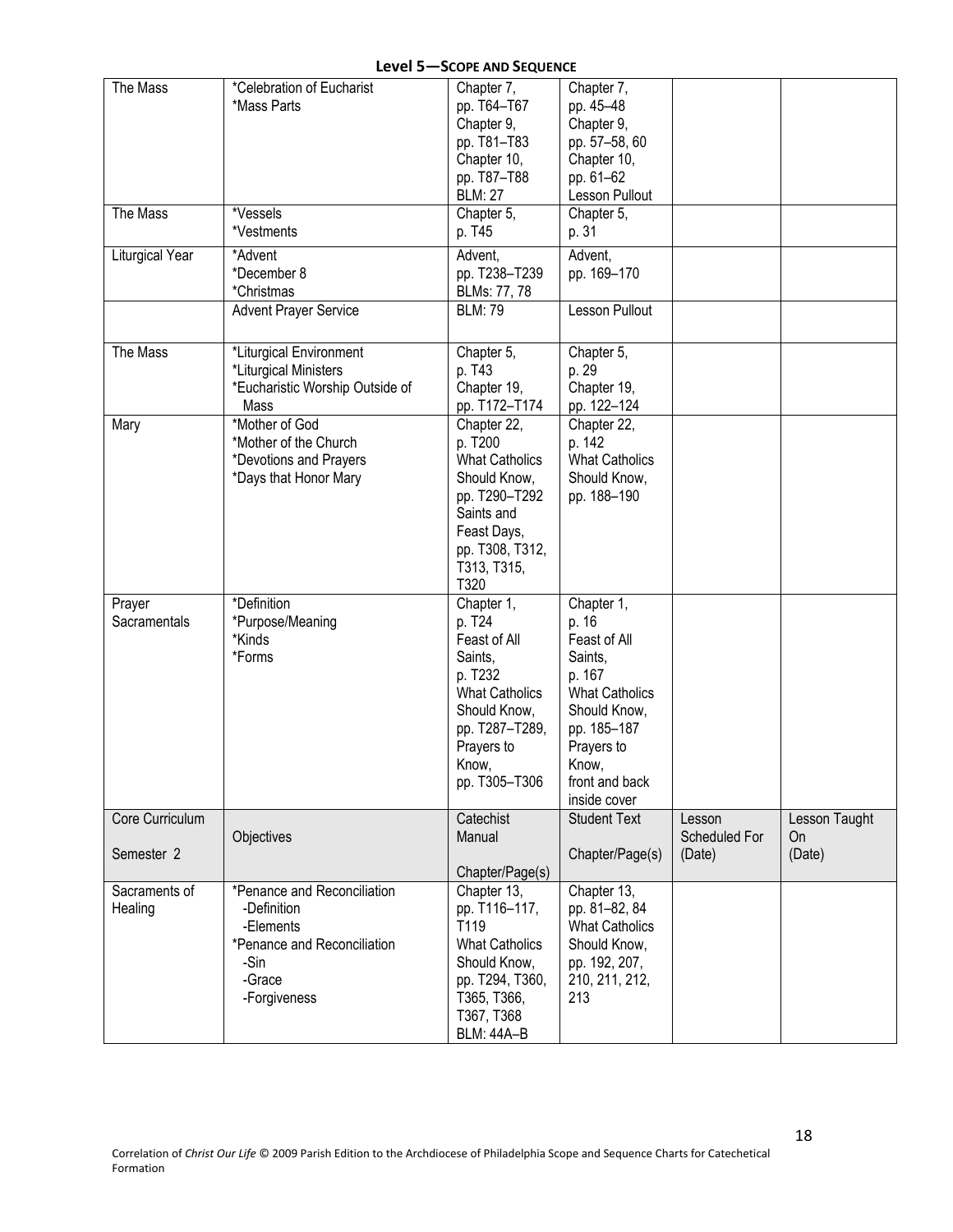**Level 5—Scope and Sequence**

| The Mass | *Celebration of Eucharist<br>*Mass Parts | Chapter 7,<br>pp. T64–T67<br>Chapter 9,<br>pp. T81–T83<br>Chapter 10,<br>pp. T87–T88<br>BLM: 27 | Chapter 7,<br>pp. 45–48<br>Chapter 9,<br>pp. 57–58, 60<br>Chapter 10,<br>pp. 61–62<br>Lesson Pullout | | |
|---|---|---|---|---|---|
| The Mass | *Vessels<br>*Vestments | Chapter 5,<br>p. T45 | Chapter 5,<br>p. 31 | | |
| Liturgical Year | *Advent<br>*December 8<br>*Christmas | Advent,<br>pp. T238–T239<br>BLMs: 77, 78 | Advent,<br>pp. 169–170 | | |
| | Advent Prayer Service | BLM: 79 | Lesson Pullout | | |
| The Mass | *Liturgical Environment<br>*Liturgical Ministers<br>*Eucharistic Worship Outside of Mass | Chapter 5,<br>p. T43<br>Chapter 19,<br>pp. T172–T174 | Chapter 5,<br>p. 29<br>Chapter 19,<br>pp. 122–124 | | |
| Mary | *Mother of God<br>*Mother of the Church<br>*Devotions and Prayers<br>*Days that Honor Mary | Chapter 22,<br>p. T200<br>What Catholics Should Know,<br>pp. T290–T292<br>Saints and Feast Days,<br>pp. T308, T312, T313, T315, T320 | Chapter 22,<br>p. 142<br>What Catholics Should Know,<br>pp. 188–190 | | |
| Prayer<br>Sacramentals | *Definition<br>*Purpose/Meaning<br>*Kinds<br>*Forms | Chapter 1,<br>p. T24<br>Feast of All Saints,<br>p. T232<br>What Catholics Should Know,<br>pp. T287–T289,<br>Prayers to Know,<br>pp. T305–T306 | Chapter 1,<br>p. 16<br>Feast of All Saints,<br>p. 167<br>What Catholics Should Know,<br>pp. 185–187<br>Prayers to Know,<br>front and back inside cover | | |
| **Core Curriculum<br><br>Semester 2** | **Objectives** | **Catechist Manual<br><br>Chapter/Page(s)** | **Student Text<br><br>Chapter/Page(s)** | **Lesson Scheduled For (Date)** | **Lesson Taught On (Date)** |
| Sacraments of Healing | *Penance and Reconciliation<br>-Definition<br>-Elements<br>*Penance and Reconciliation<br>-Sin<br>-Grace<br>-Forgiveness | Chapter 13,<br>pp. T116–117, T119<br>What Catholics Should Know,<br>pp. T294, T360, T365, T366, T367, T368<br>BLM: 44A–B | Chapter 13,<br>pp. 81–82, 84<br>What Catholics Should Know,<br>pp. 192, 207, 210, 211, 212, 213 | | |

Correlation of *Christ Our Life* © 2009 Parish Edition to the Archdiocese of Philadelphia Scope and Sequence Charts for Catechetical Formation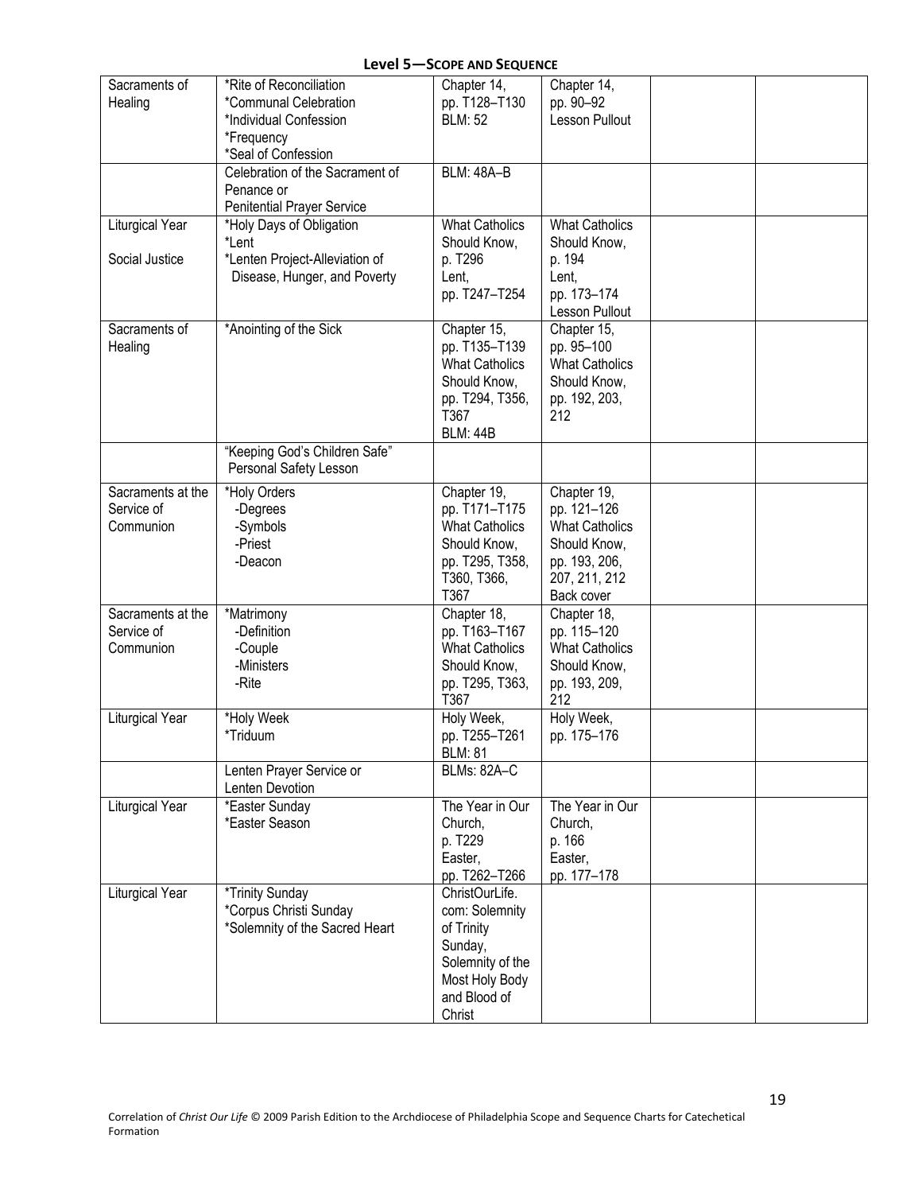## Level 5—Scope and Sequence

| | | | | | |
|---|---|---|---|---|---|
| Sacraments of Healing | *Rite of Reconciliation<br>*Communal Celebration<br>*Individual Confession<br>*Frequency<br>*Seal of Confession | Chapter 14,<br>pp. T128–T130<br>BLM: 52 | Chapter 14,<br>pp. 90–92<br>Lesson Pullout | | |
| | Celebration of the Sacrament of Penance or<br>Penitential Prayer Service | BLM: 48A–B | | | |
| Liturgical Year<br><br>Social Justice | *Holy Days of Obligation<br>*Lent<br>*Lenten Project-Alleviation of Disease, Hunger, and Poverty | What Catholics Should Know,<br>p. T296<br>Lent,<br>pp. T247–T254 | What Catholics Should Know,<br>p. 194<br>Lent,<br>pp. 173–174<br>Lesson Pullout | | |
| Sacraments of Healing | *Anointing of the Sick | Chapter 15,<br>pp. T135–T139<br>What Catholics Should Know,<br>pp. T294, T356, T367<br>BLM: 44B | Chapter 15,<br>pp. 95–100<br>What Catholics Should Know,<br>pp. 192, 203, 212 | | |
| | "Keeping God's Children Safe" Personal Safety Lesson | | | | |
| Sacraments at the Service of Communion | *Holy Orders<br>-Degrees<br>-Symbols<br>-Priest<br>-Deacon | Chapter 19,<br>pp. T171–T175<br>What Catholics Should Know,<br>pp. T295, T358, T360, T366, T367 | Chapter 19,<br>pp. 121–126<br>What Catholics Should Know,<br>pp. 193, 206, 207, 211, 212<br>Back cover | | |
| Sacraments at the Service of Communion | *Matrimony<br>-Definition<br>-Couple<br>-Ministers<br>-Rite | Chapter 18,<br>pp. T163–T167<br>What Catholics Should Know,<br>pp. T295, T363, T367 | Chapter 18,<br>pp. 115–120<br>What Catholics Should Know,<br>pp. 193, 209, 212 | | |
| Liturgical Year | *Holy Week<br>*Triduum | Holy Week,<br>pp. T255–T261<br>BLM: 81 | Holy Week,<br>pp. 175–176 | | |
| | Lenten Prayer Service or Lenten Devotion | BLMs: 82A–C | | | |
| Liturgical Year | *Easter Sunday<br>*Easter Season | The Year in Our Church,<br>p. T229<br>Easter,<br>pp. T262–T266 | The Year in Our Church,<br>p. 166<br>Easter,<br>pp. 177–178 | | |
| Liturgical Year | *Trinity Sunday<br>*Corpus Christi Sunday<br>*Solemnity of the Sacred Heart | ChristOurLife.com: Solemnity of Trinity Sunday, Solemnity of the Most Holy Body and Blood of Christ | | | |

Correlation of *Christ Our Life* © 2009 Parish Edition to the Archdiocese of Philadelphia Scope and Sequence Charts for Catechetical Formation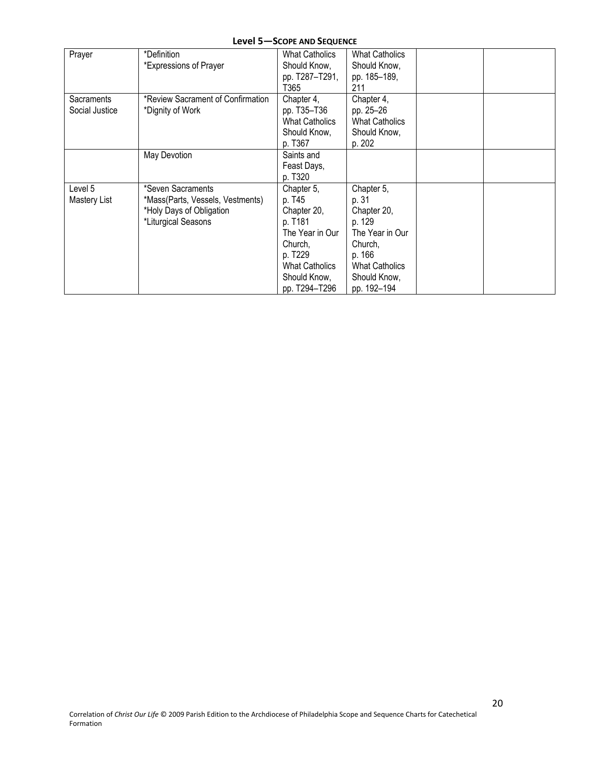**Level 5—Scope and Sequence**

| | | | | | |
|---|---|---|---|---|---|
| Prayer | *Definition<br>*Expressions of Prayer | What Catholics Should Know, pp. T287–T291, T365 | What Catholics Should Know, pp. 185–189, 211 | | |
| Sacraments<br>Social Justice | *Review Sacrament of Confirmation<br>*Dignity of Work | Chapter 4, pp. T35–T36<br>What Catholics Should Know, p. T367 | Chapter 4, pp. 25–26<br>What Catholics Should Know, p. 202 | | |
| | May Devotion | Saints and Feast Days, p. T320 | | | |
| Level 5<br>Mastery List | *Seven Sacraments<br>*Mass(Parts, Vessels, Vestments)<br>*Holy Days of Obligation<br>*Liturgical Seasons | Chapter 5, p. T45<br>Chapter 20, p. T181<br>The Year in Our Church, p. T229<br>What Catholics Should Know, pp. T294–T296 | Chapter 5, p. 31<br>Chapter 20, p. 129<br>The Year in Our Church, p. 166<br>What Catholics Should Know, pp. 192–194 | | |

Correlation of *Christ Our Life* © 2009 Parish Edition to the Archdiocese of Philadelphia Scope and Sequence Charts for Catechetical Formation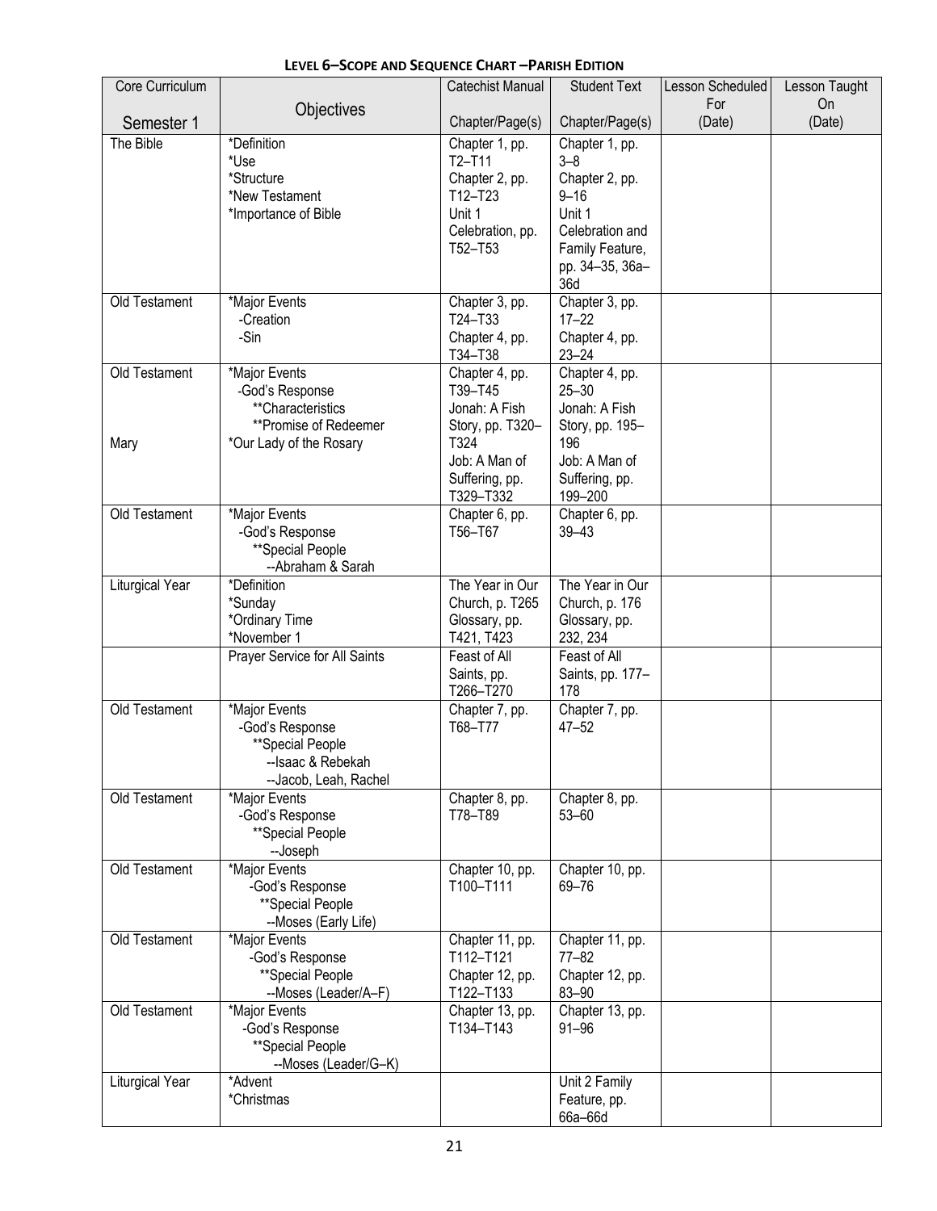**LEVEL 6–SCOPE AND SEQUENCE CHART –PARISH EDITION**

| Core Curriculum<br><br>Semester 1 | Objectives | Catechist Manual<br><br>Chapter/Page(s) | Student Text<br><br>Chapter/Page(s) | Lesson Scheduled For<br>(Date) | Lesson Taught On<br>(Date) |
|---|---|---|---|---|---|
| The Bible | *Definition<br>*Use<br>*Structure<br>*New Testament<br>*Importance of Bible | Chapter 1, pp. T2–T11<br>Chapter 2, pp. T12–T23<br>Unit 1 Celebration, pp. T52–T53 | Chapter 1, pp. 3–8<br>Chapter 2, pp. 9–16<br>Unit 1 Celebration and Family Feature, pp. 34–35, 36a–36d | | |
| Old Testament | *Major Events<br>-Creation<br>-Sin | Chapter 3, pp. T24–T33<br>Chapter 4, pp. T34–T38 | Chapter 3, pp. 17–22<br>Chapter 4, pp. 23–24 | | |
| Old Testament<br><br><br><br>Mary | *Major Events<br>-God's Response<br>**Characteristics<br>**Promise of Redeemer<br>*Our Lady of the Rosary | Chapter 4, pp. T39–T45<br>Jonah: A Fish Story, pp. T320–T324<br>Job: A Man of Suffering, pp. T329–T332 | Chapter 4, pp. 25–30<br>Jonah: A Fish Story, pp. 195–196<br>Job: A Man of Suffering, pp. 199–200 | | |
| Old Testament | *Major Events<br>-God's Response<br>**Special People<br>--Abraham & Sarah | Chapter 6, pp. T56–T67 | Chapter 6, pp. 39–43 | | |
| Liturgical Year | *Definition<br>*Sunday<br>*Ordinary Time<br>*November 1 | The Year in Our Church, p. T265<br>Glossary, pp. T421, T423 | The Year in Our Church, p. 176<br>Glossary, pp. 232, 234 | | |
| | Prayer Service for All Saints | Feast of All Saints, pp. T266–T270 | Feast of All Saints, pp. 177–178 | | |
| Old Testament | *Major Events<br>-God's Response<br>**Special People<br>--Isaac & Rebekah<br>--Jacob, Leah, Rachel | Chapter 7, pp. T68–T77 | Chapter 7, pp. 47–52 | | |
| Old Testament | *Major Events<br>-God's Response<br>**Special People<br>--Joseph | Chapter 8, pp. T78–T89 | Chapter 8, pp. 53–60 | | |
| Old Testament | *Major Events<br>-God's Response<br>**Special People<br>--Moses (Early Life) | Chapter 10, pp. T100–T111 | Chapter 10, pp. 69–76 | | |
| Old Testament | *Major Events<br>-God's Response<br>**Special People<br>--Moses (Leader/A–F) | Chapter 11, pp. T112–T121<br>Chapter 12, pp. T122–T133 | Chapter 11, pp. 77–82<br>Chapter 12, pp. 83–90 | | |
| Old Testament | *Major Events<br>-God's Response<br>**Special People<br>--Moses (Leader/G–K) | Chapter 13, pp. T134–T143 | Chapter 13, pp. 91–96 | | |
| Liturgical Year | *Advent<br>*Christmas | | Unit 2 Family Feature, pp. 66a–66d | | |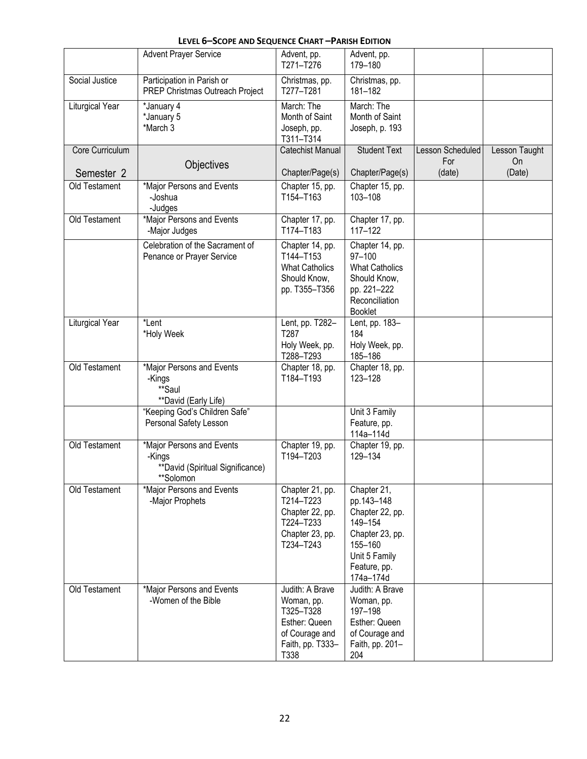**LEVEL 6–SCOPE AND SEQUENCE CHART –PARISH EDITION**

| | | | | | |
|---|---|---|---|---|---|
| | Advent Prayer Service | Advent, pp. T271–T276 | Advent, pp. 179–180 | | |
| Social Justice | Participation in Parish or PREP Christmas Outreach Project | Christmas, pp. T277–T281 | Christmas, pp. 181–182 | | |
| Liturgical Year | *January 4<br>*January 5<br>*March 3 | March: The Month of Saint Joseph, pp. T311–T314 | March: The Month of Saint Joseph, p. 193 | | |
| **Core Curriculum**<br>**Semester 2** | **Objectives** | **Catechist Manual**<br>**Chapter/Page(s)** | **Student Text**<br>**Chapter/Page(s)** | **Lesson Scheduled For (date)** | **Lesson Taught On (Date)** |
| Old Testament | *Major Persons and Events<br>-Joshua<br>-Judges | Chapter 15, pp. T154–T163 | Chapter 15, pp. 103–108 | | |
| Old Testament | *Major Persons and Events<br>-Major Judges | Chapter 17, pp. T174–T183 | Chapter 17, pp. 117–122 | | |
| | Celebration of the Sacrament of Penance or Prayer Service | Chapter 14, pp. T144–T153<br>What Catholics Should Know, pp. T355–T356 | Chapter 14, pp. 97–100<br>What Catholics Should Know, pp. 221–222<br>Reconciliation Booklet | | |
| Liturgical Year | *Lent<br>*Holy Week | Lent, pp. T282–T287<br>Holy Week, pp. T288–T293 | Lent, pp. 183–184<br>Holy Week, pp. 185–186 | | |
| Old Testament | *Major Persons and Events<br>-Kings<br>**Saul<br>**David (Early Life) | Chapter 18, pp. T184–T193 | Chapter 18, pp. 123–128 | | |
| | "Keeping God's Children Safe" Personal Safety Lesson | | Unit 3 Family Feature, pp. 114a–114d | | |
| Old Testament | *Major Persons and Events<br>-Kings<br>**David (Spiritual Significance)<br>**Solomon | Chapter 19, pp. T194–T203 | Chapter 19, pp. 129–134 | | |
| Old Testament | *Major Persons and Events<br>-Major Prophets | Chapter 21, pp. T214–T223<br>Chapter 22, pp. T224–T233<br>Chapter 23, pp. T234–T243 | Chapter 21, pp.143–148<br>Chapter 22, pp. 149–154<br>Chapter 23, pp. 155–160<br>Unit 5 Family Feature, pp. 174a–174d | | |
| Old Testament | *Major Persons and Events<br>-Women of the Bible | Judith: A Brave Woman, pp. T325–T328<br>Esther: Queen of Courage and Faith, pp. T333–T338 | Judith: A Brave Woman, pp. 197–198<br>Esther: Queen of Courage and Faith, pp. 201–204 | | |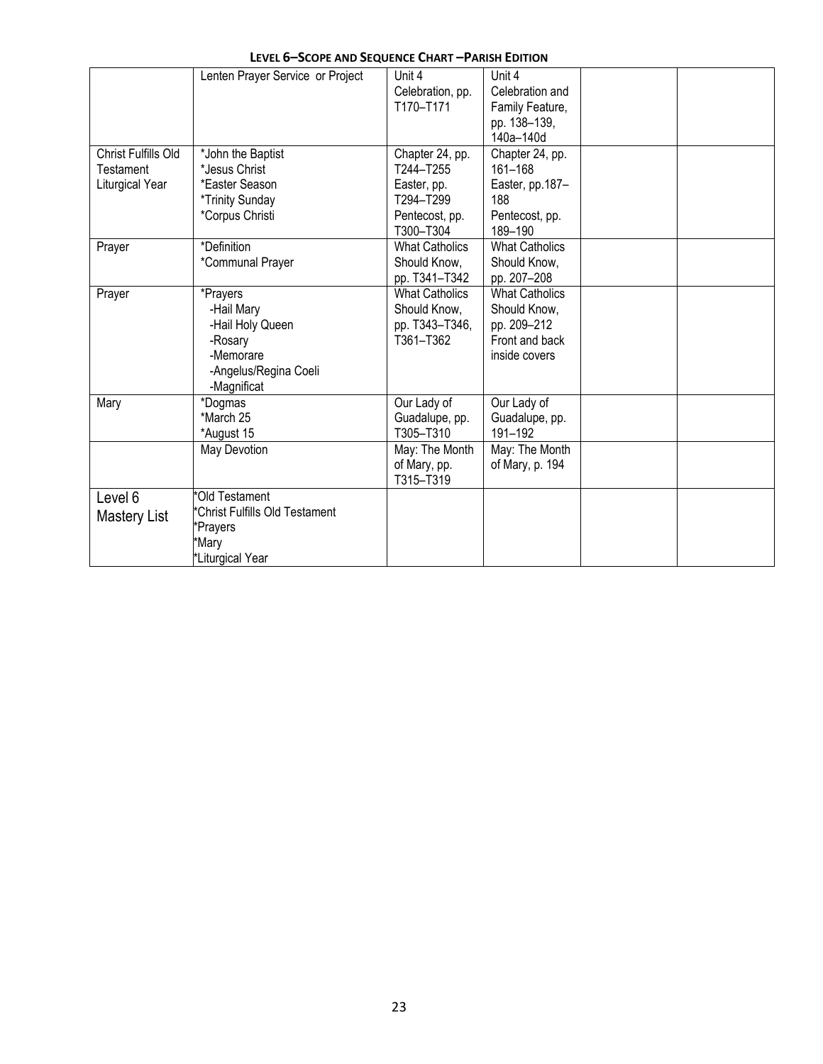**LEVEL 6–SCOPE AND SEQUENCE CHART –PARISH EDITION**

| | | | | | |
|---|---|---|---|---|---|
| | Lenten Prayer Service or Project | Unit 4 Celebration, pp. T170–T171 | Unit 4 Celebration and Family Feature, pp. 138–139, 140a–140d | | |
| Christ Fulfills Old Testament Liturgical Year | *John the Baptist<br>*Jesus Christ<br>*Easter Season<br>*Trinity Sunday<br>*Corpus Christi | Chapter 24, pp. T244–T255<br>Easter, pp. T294–T299<br>Pentecost, pp. T300–T304 | Chapter 24, pp. 161–168<br>Easter, pp.187–188<br>Pentecost, pp. 189–190 | | |
| Prayer | *Definition<br>*Communal Prayer | What Catholics Should Know, pp. T341–T342 | What Catholics Should Know, pp. 207–208 | | |
| Prayer | *Prayers<br>-Hail Mary<br>-Hail Holy Queen<br>-Rosary<br>-Memorare<br>-Angelus/Regina Coeli<br>-Magnificat | What Catholics Should Know, pp. T343–T346, T361–T362 | What Catholics Should Know, pp. 209–212<br>Front and back inside covers | | |
| Mary | *Dogmas<br>*March 25<br>*August 15 | Our Lady of Guadalupe, pp. T305–T310 | Our Lady of Guadalupe, pp. 191–192 | | |
| | May Devotion | May: The Month of Mary, pp. T315–T319 | May: The Month of Mary, p. 194 | | |
| Level 6 Mastery List | *Old Testament<br>*Christ Fulfills Old Testament<br>*Prayers<br>*Mary<br>*Liturgical Year | | | | |